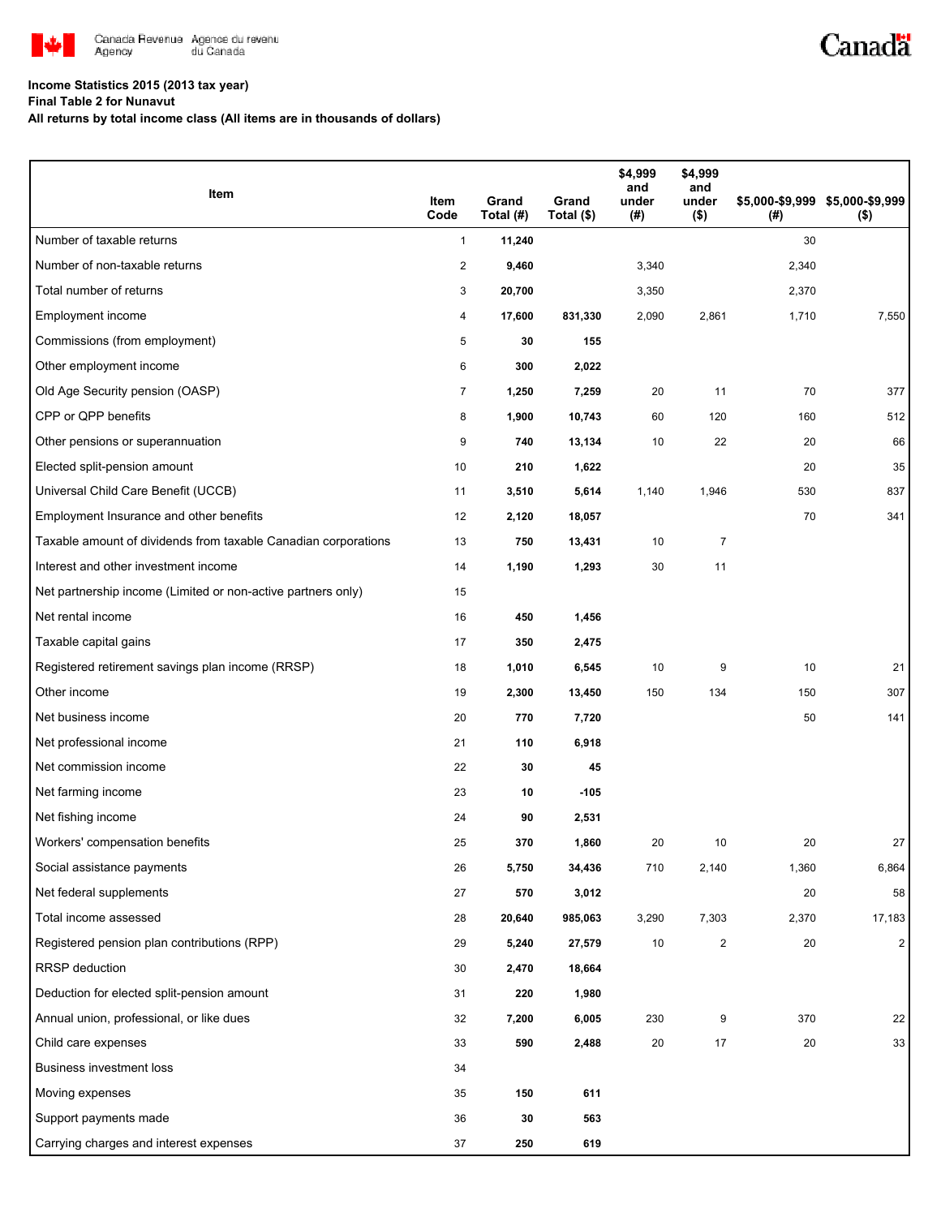Canada Revenue Agency / Agence du revenu du Canada

**Income Statistics 2015 (2013 tax year)**
**Final Table 2 for Nunavut**
**All returns by total income class (All items are in thousands of dollars)**

| Item | Item Code | Grand Total (#) | Grand Total ($) | $4,999 and under (#) | $4,999 and under ($) | $5,000-$9,999 (#) | $5,000-$9,999 ($) |
|---|---|---|---|---|---|---|---|
| Number of taxable returns | 1 | 11,240 | | | | 30 | |
| Number of non-taxable returns | 2 | 9,460 | | 3,340 | | 2,340 | |
| Total number of returns | 3 | 20,700 | | 3,350 | | 2,370 | |
| Employment income | 4 | 17,600 | 831,330 | 2,090 | 2,861 | 1,710 | 7,550 |
| Commissions (from employment) | 5 | 30 | 155 | | | | |
| Other employment income | 6 | 300 | 2,022 | | | | |
| Old Age Security pension (OASP) | 7 | 1,250 | 7,259 | 20 | 11 | 70 | 377 |
| CPP or QPP benefits | 8 | 1,900 | 10,743 | 60 | 120 | 160 | 512 |
| Other pensions or superannuation | 9 | 740 | 13,134 | 10 | 22 | 20 | 66 |
| Elected split-pension amount | 10 | 210 | 1,622 | | | 20 | 35 |
| Universal Child Care Benefit (UCCB) | 11 | 3,510 | 5,614 | 1,140 | 1,946 | 530 | 837 |
| Employment Insurance and other benefits | 12 | 2,120 | 18,057 | | | 70 | 341 |
| Taxable amount of dividends from taxable Canadian corporations | 13 | 750 | 13,431 | 10 | 7 | | |
| Interest and other investment income | 14 | 1,190 | 1,293 | 30 | 11 | | |
| Net partnership income (Limited or non-active partners only) | 15 | | | | | | |
| Net rental income | 16 | 450 | 1,456 | | | | |
| Taxable capital gains | 17 | 350 | 2,475 | | | | |
| Registered retirement savings plan income (RRSP) | 18 | 1,010 | 6,545 | 10 | 9 | 10 | 21 |
| Other income | 19 | 2,300 | 13,450 | 150 | 134 | 150 | 307 |
| Net business income | 20 | 770 | 7,720 | | | 50 | 141 |
| Net professional income | 21 | 110 | 6,918 | | | | |
| Net commission income | 22 | 30 | 45 | | | | |
| Net farming income | 23 | 10 | -105 | | | | |
| Net fishing income | 24 | 90 | 2,531 | | | | |
| Workers' compensation benefits | 25 | 370 | 1,860 | 20 | 10 | 20 | 27 |
| Social assistance payments | 26 | 5,750 | 34,436 | 710 | 2,140 | 1,360 | 6,864 |
| Net federal supplements | 27 | 570 | 3,012 | | | 20 | 58 |
| Total income assessed | 28 | 20,640 | 985,063 | 3,290 | 7,303 | 2,370 | 17,183 |
| Registered pension plan contributions (RPP) | 29 | 5,240 | 27,579 | 10 | 2 | 20 | 2 |
| RRSP deduction | 30 | 2,470 | 18,664 | | | | |
| Deduction for elected split-pension amount | 31 | 220 | 1,980 | | | | |
| Annual union, professional, or like dues | 32 | 7,200 | 6,005 | 230 | 9 | 370 | 22 |
| Child care expenses | 33 | 590 | 2,488 | 20 | 17 | 20 | 33 |
| Business investment loss | 34 | | | | | | |
| Moving expenses | 35 | 150 | 611 | | | | |
| Support payments made | 36 | 30 | 563 | | | | |
| Carrying charges and interest expenses | 37 | 250 | 619 | | | | |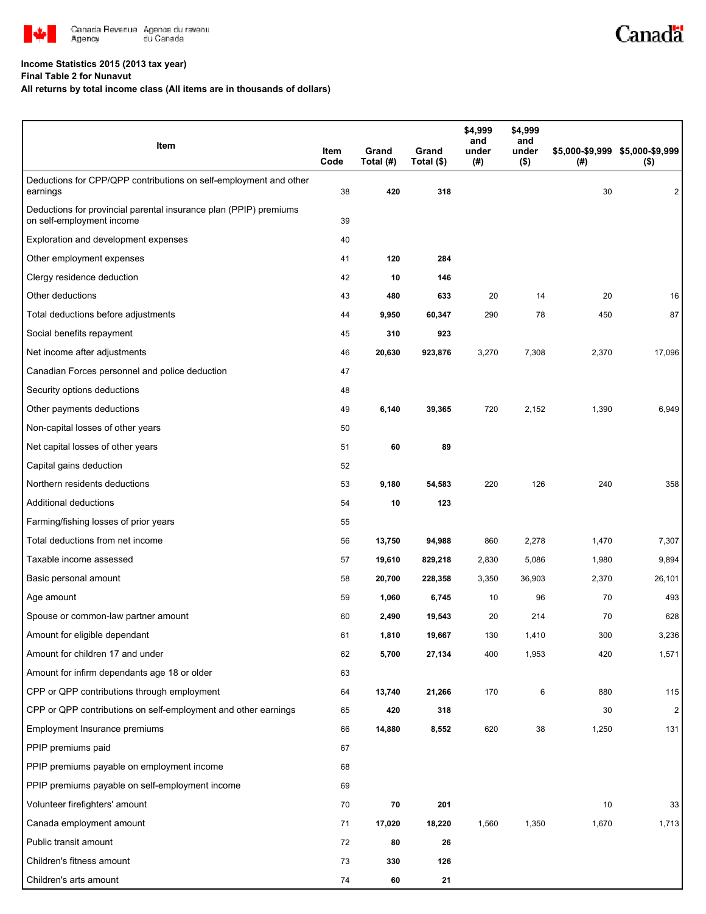**Income Statistics 2015 (2013 tax year)**

**Final Table 2 for Nunavut**

**All returns by total income class (All items are in thousands of dollars)**

| Item | Item Code | Grand Total (#) | Grand Total ($) | $4,999 and under (#) | $4,999 and under ($) | $5,000-$9,999 (#) | $5,000-$9,999 ($) |
|---|---|---|---|---|---|---|---|
| Deductions for CPP/QPP contributions on self-employment and other earnings | 38 | **420** | **318** | | | 30 | 2 |
| Deductions for provincial parental insurance plan (PPIP) premiums on self-employment income | 39 | | | | | | |
| Exploration and development expenses | 40 | | | | | | |
| Other employment expenses | 41 | **120** | **284** | | | | |
| Clergy residence deduction | 42 | **10** | **146** | | | | |
| Other deductions | 43 | **480** | **633** | 20 | 14 | 20 | 16 |
| Total deductions before adjustments | 44 | **9,950** | **60,347** | 290 | 78 | 450 | 87 |
| Social benefits repayment | 45 | **310** | **923** | | | | |
| Net income after adjustments | 46 | **20,630** | **923,876** | 3,270 | 7,308 | 2,370 | 17,096 |
| Canadian Forces personnel and police deduction | 47 | | | | | | |
| Security options deductions | 48 | | | | | | |
| Other payments deductions | 49 | **6,140** | **39,365** | 720 | 2,152 | 1,390 | 6,949 |
| Non-capital losses of other years | 50 | | | | | | |
| Net capital losses of other years | 51 | **60** | **89** | | | | |
| Capital gains deduction | 52 | | | | | | |
| Northern residents deductions | 53 | **9,180** | **54,583** | 220 | 126 | 240 | 358 |
| Additional deductions | 54 | **10** | **123** | | | | |
| Farming/fishing losses of prior years | 55 | | | | | | |
| Total deductions from net income | 56 | **13,750** | **94,988** | 860 | 2,278 | 1,470 | 7,307 |
| Taxable income assessed | 57 | **19,610** | **829,218** | 2,830 | 5,086 | 1,980 | 9,894 |
| Basic personal amount | 58 | **20,700** | **228,358** | 3,350 | 36,903 | 2,370 | 26,101 |
| Age amount | 59 | **1,060** | **6,745** | 10 | 96 | 70 | 493 |
| Spouse or common-law partner amount | 60 | **2,490** | **19,543** | 20 | 214 | 70 | 628 |
| Amount for eligible dependant | 61 | **1,810** | **19,667** | 130 | 1,410 | 300 | 3,236 |
| Amount for children 17 and under | 62 | **5,700** | **27,134** | 400 | 1,953 | 420 | 1,571 |
| Amount for infirm dependants age 18 or older | 63 | | | | | | |
| CPP or QPP contributions through employment | 64 | **13,740** | **21,266** | 170 | 6 | 880 | 115 |
| CPP or QPP contributions on self-employment and other earnings | 65 | **420** | **318** | | | 30 | 2 |
| Employment Insurance premiums | 66 | **14,880** | **8,552** | 620 | 38 | 1,250 | 131 |
| PPIP premiums paid | 67 | | | | | | |
| PPIP premiums payable on employment income | 68 | | | | | | |
| PPIP premiums payable on self-employment income | 69 | | | | | | |
| Volunteer firefighters' amount | 70 | **70** | **201** | | | 10 | 33 |
| Canada employment amount | 71 | **17,020** | **18,220** | 1,560 | 1,350 | 1,670 | 1,713 |
| Public transit amount | 72 | **80** | **26** | | | | |
| Children's fitness amount | 73 | **330** | **126** | | | | |
| Children's arts amount | 74 | **60** | **21** | | | | |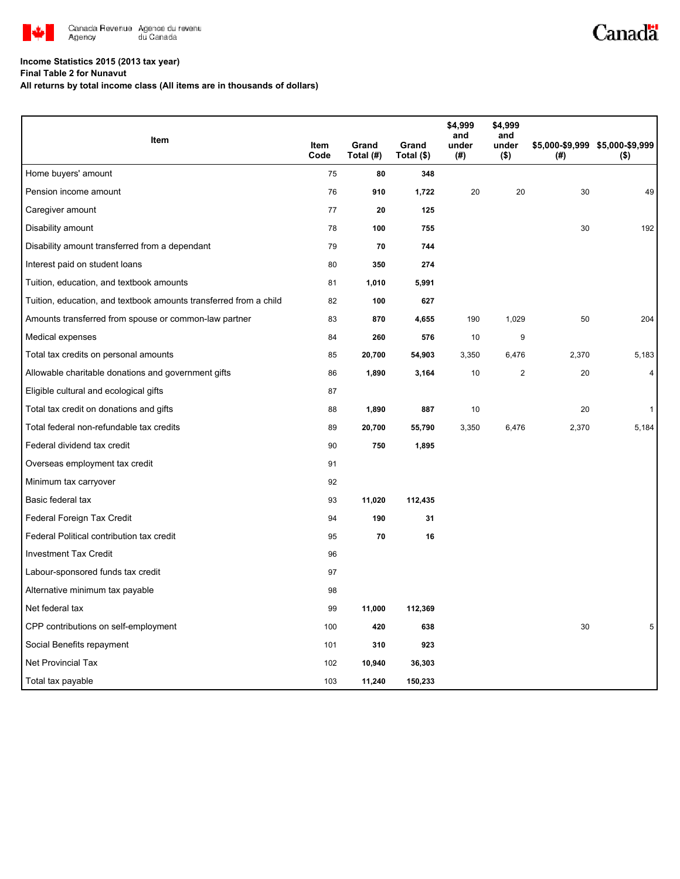**Income Statistics 2015 (2013 tax year)**

**Final Table 2 for Nunavut**

**All returns by total income class (All items are in thousands of dollars)**

| Item | Item Code | Grand Total (#) | Grand Total ($) | $4,999 and under (#) | $4,999 and under ($) | $5,000-$9,999 (#) | $5,000-$9,999 ($) |
|---|---|---|---|---|---|---|---|
| Home buyers' amount | 75 | 80 | 348 | | | | |
| Pension income amount | 76 | 910 | 1,722 | 20 | 20 | 30 | 49 |
| Caregiver amount | 77 | 20 | 125 | | | | |
| Disability amount | 78 | 100 | 755 | | | 30 | 192 |
| Disability amount transferred from a dependant | 79 | 70 | 744 | | | | |
| Interest paid on student loans | 80 | 350 | 274 | | | | |
| Tuition, education, and textbook amounts | 81 | 1,010 | 5,991 | | | | |
| Tuition, education, and textbook amounts transferred from a child | 82 | 100 | 627 | | | | |
| Amounts transferred from spouse or common-law partner | 83 | 870 | 4,655 | 190 | 1,029 | 50 | 204 |
| Medical expenses | 84 | 260 | 576 | 10 | 9 | | |
| Total tax credits on personal amounts | 85 | 20,700 | 54,903 | 3,350 | 6,476 | 2,370 | 5,183 |
| Allowable charitable donations and government gifts | 86 | 1,890 | 3,164 | 10 | 2 | 20 | 4 |
| Eligible cultural and ecological gifts | 87 | | | | | | |
| Total tax credit on donations and gifts | 88 | 1,890 | 887 | 10 | | 20 | 1 |
| Total federal non-refundable tax credits | 89 | 20,700 | 55,790 | 3,350 | 6,476 | 2,370 | 5,184 |
| Federal dividend tax credit | 90 | 750 | 1,895 | | | | |
| Overseas employment tax credit | 91 | | | | | | |
| Minimum tax carryover | 92 | | | | | | |
| Basic federal tax | 93 | 11,020 | 112,435 | | | | |
| Federal Foreign Tax Credit | 94 | 190 | 31 | | | | |
| Federal Political contribution tax credit | 95 | 70 | 16 | | | | |
| Investment Tax Credit | 96 | | | | | | |
| Labour-sponsored funds tax credit | 97 | | | | | | |
| Alternative minimum tax payable | 98 | | | | | | |
| Net federal tax | 99 | 11,000 | 112,369 | | | | |
| CPP contributions on self-employment | 100 | 420 | 638 | | | 30 | 5 |
| Social Benefits repayment | 101 | 310 | 923 | | | | |
| Net Provincial Tax | 102 | 10,940 | 36,303 | | | | |
| Total tax payable | 103 | 11,240 | 150,233 | | | | |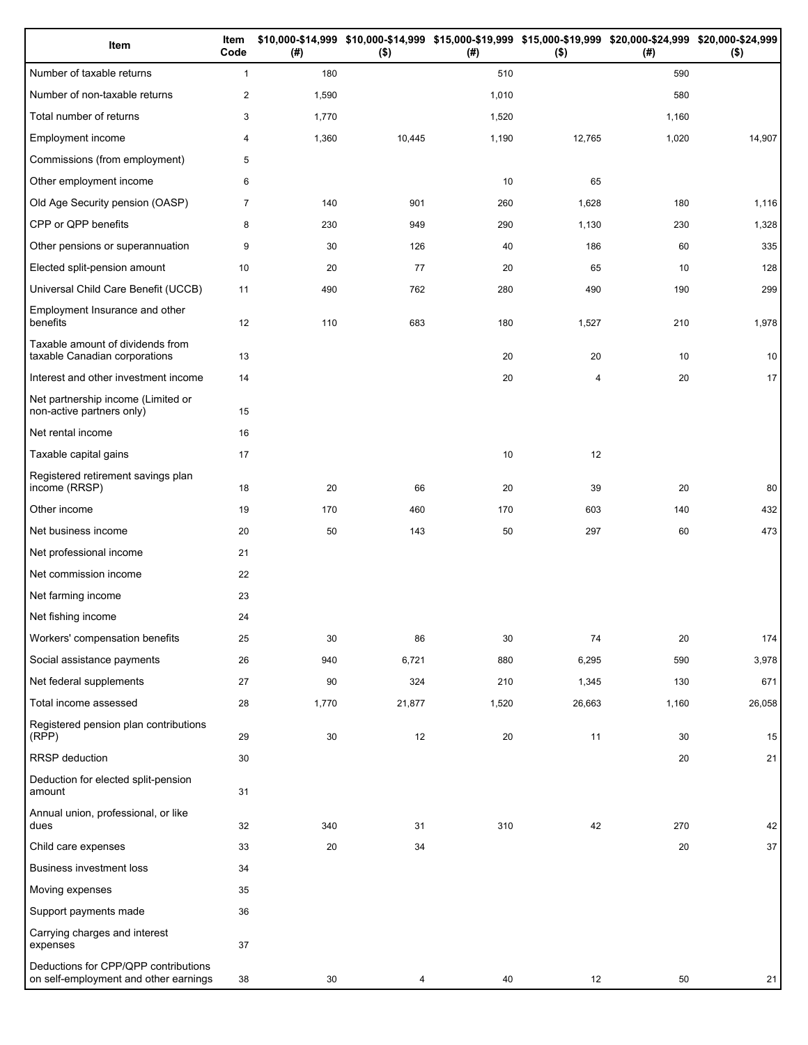| Item | Item Code | $10,000-$14,999 (#) | $10,000-$14,999 ($) | $15,000-$19,999 (#) | $15,000-$19,999 ($) | $20,000-$24,999 (#) | $20,000-$24,999 ($) |
|---|---|---|---|---|---|---|---|
| Number of taxable returns | 1 | 180 | | 510 | | 590 | |
| Number of non-taxable returns | 2 | 1,590 | | 1,010 | | 580 | |
| Total number of returns | 3 | 1,770 | | 1,520 | | 1,160 | |
| Employment income | 4 | 1,360 | 10,445 | 1,190 | 12,765 | 1,020 | 14,907 |
| Commissions (from employment) | 5 | | | | | | |
| Other employment income | 6 | | | 10 | 65 | | |
| Old Age Security pension (OASP) | 7 | 140 | 901 | 260 | 1,628 | 180 | 1,116 |
| CPP or QPP benefits | 8 | 230 | 949 | 290 | 1,130 | 230 | 1,328 |
| Other pensions or superannuation | 9 | 30 | 126 | 40 | 186 | 60 | 335 |
| Elected split-pension amount | 10 | 20 | 77 | 20 | 65 | 10 | 128 |
| Universal Child Care Benefit (UCCB) | 11 | 490 | 762 | 280 | 490 | 190 | 299 |
| Employment Insurance and other benefits | 12 | 110 | 683 | 180 | 1,527 | 210 | 1,978 |
| Taxable amount of dividends from taxable Canadian corporations | 13 | | | 20 | 20 | 10 | 10 |
| Interest and other investment income | 14 | | | 20 | 4 | 20 | 17 |
| Net partnership income (Limited or non-active partners only) | 15 | | | | | | |
| Net rental income | 16 | | | | | | |
| Taxable capital gains | 17 | | | 10 | 12 | | |
| Registered retirement savings plan income (RRSP) | 18 | 20 | 66 | 20 | 39 | 20 | 80 |
| Other income | 19 | 170 | 460 | 170 | 603 | 140 | 432 |
| Net business income | 20 | 50 | 143 | 50 | 297 | 60 | 473 |
| Net professional income | 21 | | | | | | |
| Net commission income | 22 | | | | | | |
| Net farming income | 23 | | | | | | |
| Net fishing income | 24 | | | | | | |
| Workers' compensation benefits | 25 | 30 | 86 | 30 | 74 | 20 | 174 |
| Social assistance payments | 26 | 940 | 6,721 | 880 | 6,295 | 590 | 3,978 |
| Net federal supplements | 27 | 90 | 324 | 210 | 1,345 | 130 | 671 |
| Total income assessed | 28 | 1,770 | 21,877 | 1,520 | 26,663 | 1,160 | 26,058 |
| Registered pension plan contributions (RPP) | 29 | 30 | 12 | 20 | 11 | 30 | 15 |
| RRSP deduction | 30 | | | | | 20 | 21 |
| Deduction for elected split-pension amount | 31 | | | | | | |
| Annual union, professional, or like dues | 32 | 340 | 31 | 310 | 42 | 270 | 42 |
| Child care expenses | 33 | 20 | 34 | | | 20 | 37 |
| Business investment loss | 34 | | | | | | |
| Moving expenses | 35 | | | | | | |
| Support payments made | 36 | | | | | | |
| Carrying charges and interest expenses | 37 | | | | | | |
| Deductions for CPP/QPP contributions on self-employment and other earnings | 38 | 30 | 4 | 40 | 12 | 50 | 21 |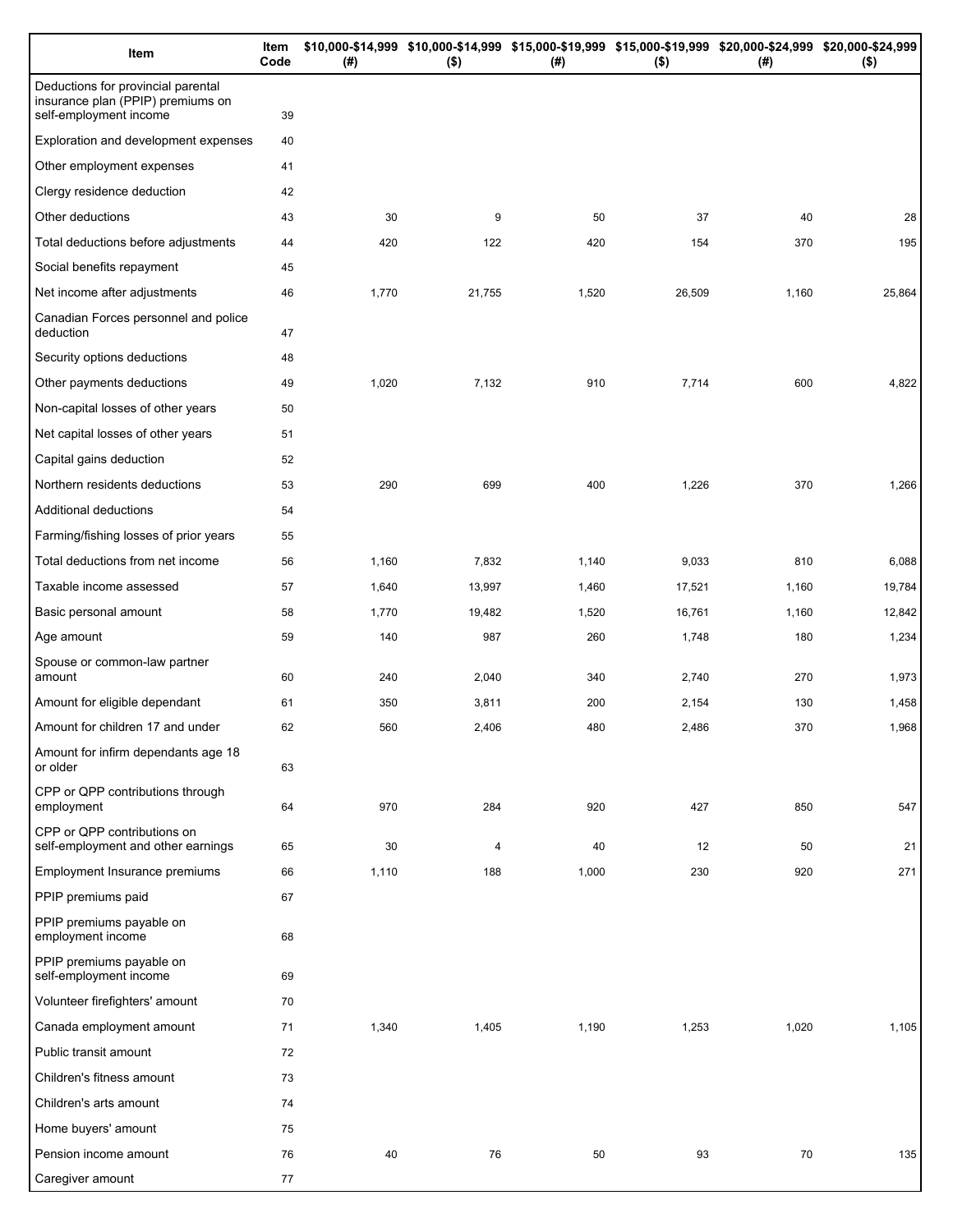| Item | Item Code | $10,000-$14,999 (#) | $10,000-$14,999 ($) | $15,000-$19,999 (#) | $15,000-$19,999 ($) | $20,000-$24,999 (#) | $20,000-$24,999 ($) |
|---|---|---|---|---|---|---|---|
| Deductions for provincial parental insurance plan (PPIP) premiums on self-employment income | 39 | | | | | | |
| Exploration and development expenses | 40 | | | | | | |
| Other employment expenses | 41 | | | | | | |
| Clergy residence deduction | 42 | | | | | | |
| Other deductions | 43 | 30 | 9 | 50 | 37 | 40 | 28 |
| Total deductions before adjustments | 44 | 420 | 122 | 420 | 154 | 370 | 195 |
| Social benefits repayment | 45 | | | | | | |
| Net income after adjustments | 46 | 1,770 | 21,755 | 1,520 | 26,509 | 1,160 | 25,864 |
| Canadian Forces personnel and police deduction | 47 | | | | | | |
| Security options deductions | 48 | | | | | | |
| Other payments deductions | 49 | 1,020 | 7,132 | 910 | 7,714 | 600 | 4,822 |
| Non-capital losses of other years | 50 | | | | | | |
| Net capital losses of other years | 51 | | | | | | |
| Capital gains deduction | 52 | | | | | | |
| Northern residents deductions | 53 | 290 | 699 | 400 | 1,226 | 370 | 1,266 |
| Additional deductions | 54 | | | | | | |
| Farming/fishing losses of prior years | 55 | | | | | | |
| Total deductions from net income | 56 | 1,160 | 7,832 | 1,140 | 9,033 | 810 | 6,088 |
| Taxable income assessed | 57 | 1,640 | 13,997 | 1,460 | 17,521 | 1,160 | 19,784 |
| Basic personal amount | 58 | 1,770 | 19,482 | 1,520 | 16,761 | 1,160 | 12,842 |
| Age amount | 59 | 140 | 987 | 260 | 1,748 | 180 | 1,234 |
| Spouse or common-law partner amount | 60 | 240 | 2,040 | 340 | 2,740 | 270 | 1,973 |
| Amount for eligible dependant | 61 | 350 | 3,811 | 200 | 2,154 | 130 | 1,458 |
| Amount for children 17 and under | 62 | 560 | 2,406 | 480 | 2,486 | 370 | 1,968 |
| Amount for infirm dependants age 18 or older | 63 | | | | | | |
| CPP or QPP contributions through employment | 64 | 970 | 284 | 920 | 427 | 850 | 547 |
| CPP or QPP contributions on self-employment and other earnings | 65 | 30 | 4 | 40 | 12 | 50 | 21 |
| Employment Insurance premiums | 66 | 1,110 | 188 | 1,000 | 230 | 920 | 271 |
| PPIP premiums paid | 67 | | | | | | |
| PPIP premiums payable on employment income | 68 | | | | | | |
| PPIP premiums payable on self-employment income | 69 | | | | | | |
| Volunteer firefighters' amount | 70 | | | | | | |
| Canada employment amount | 71 | 1,340 | 1,405 | 1,190 | 1,253 | 1,020 | 1,105 |
| Public transit amount | 72 | | | | | | |
| Children's fitness amount | 73 | | | | | | |
| Children's arts amount | 74 | | | | | | |
| Home buyers' amount | 75 | | | | | | |
| Pension income amount | 76 | 40 | 76 | 50 | 93 | 70 | 135 |
| Caregiver amount | 77 | | | | | | |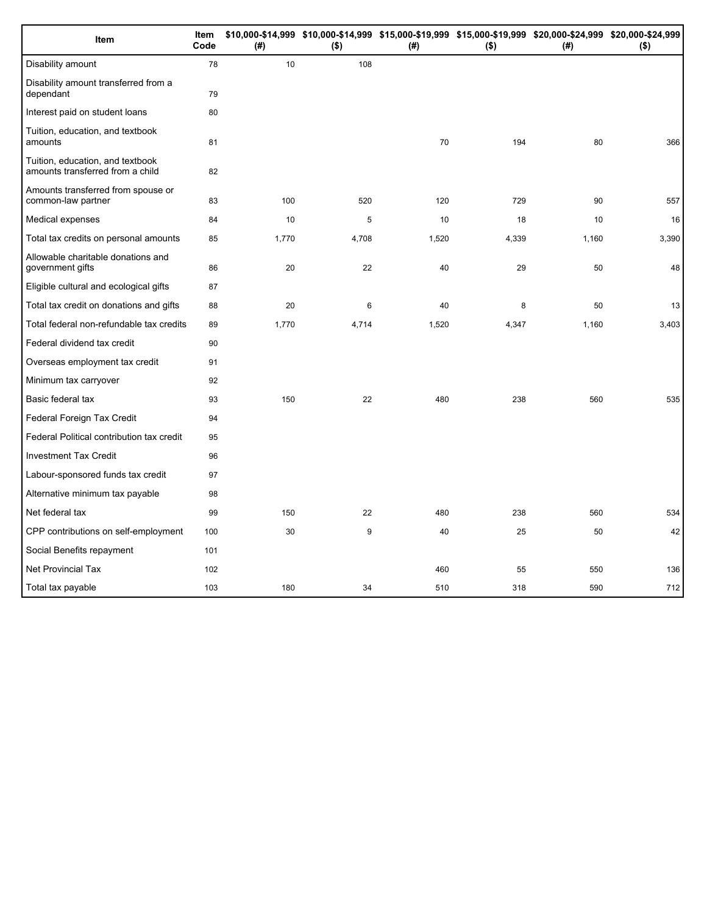| Item | Item Code | $10,000-$14,999 (#) | $10,000-$14,999 ($) | $15,000-$19,999 (#) | $15,000-$19,999 ($) | $20,000-$24,999 (#) | $20,000-$24,999 ($) |
|---|---|---|---|---|---|---|---|
| Disability amount | 78 | 10 | 108 | | | | |
| Disability amount transferred from a dependant | 79 | | | | | | |
| Interest paid on student loans | 80 | | | | | | |
| Tuition, education, and textbook amounts | 81 | | | 70 | 194 | 80 | 366 |
| Tuition, education, and textbook amounts transferred from a child | 82 | | | | | | |
| Amounts transferred from spouse or common-law partner | 83 | 100 | 520 | 120 | 729 | 90 | 557 |
| Medical expenses | 84 | 10 | 5 | 10 | 18 | 10 | 16 |
| Total tax credits on personal amounts | 85 | 1,770 | 4,708 | 1,520 | 4,339 | 1,160 | 3,390 |
| Allowable charitable donations and government gifts | 86 | 20 | 22 | 40 | 29 | 50 | 48 |
| Eligible cultural and ecological gifts | 87 | | | | | | |
| Total tax credit on donations and gifts | 88 | 20 | 6 | 40 | 8 | 50 | 13 |
| Total federal non-refundable tax credits | 89 | 1,770 | 4,714 | 1,520 | 4,347 | 1,160 | 3,403 |
| Federal dividend tax credit | 90 | | | | | | |
| Overseas employment tax credit | 91 | | | | | | |
| Minimum tax carryover | 92 | | | | | | |
| Basic federal tax | 93 | 150 | 22 | 480 | 238 | 560 | 535 |
| Federal Foreign Tax Credit | 94 | | | | | | |
| Federal Political contribution tax credit | 95 | | | | | | |
| Investment Tax Credit | 96 | | | | | | |
| Labour-sponsored funds tax credit | 97 | | | | | | |
| Alternative minimum tax payable | 98 | | | | | | |
| Net federal tax | 99 | 150 | 22 | 480 | 238 | 560 | 534 |
| CPP contributions on self-employment | 100 | 30 | 9 | 40 | 25 | 50 | 42 |
| Social Benefits repayment | 101 | | | | | | |
| Net Provincial Tax | 102 | | | 460 | 55 | 550 | 136 |
| Total tax payable | 103 | 180 | 34 | 510 | 318 | 590 | 712 |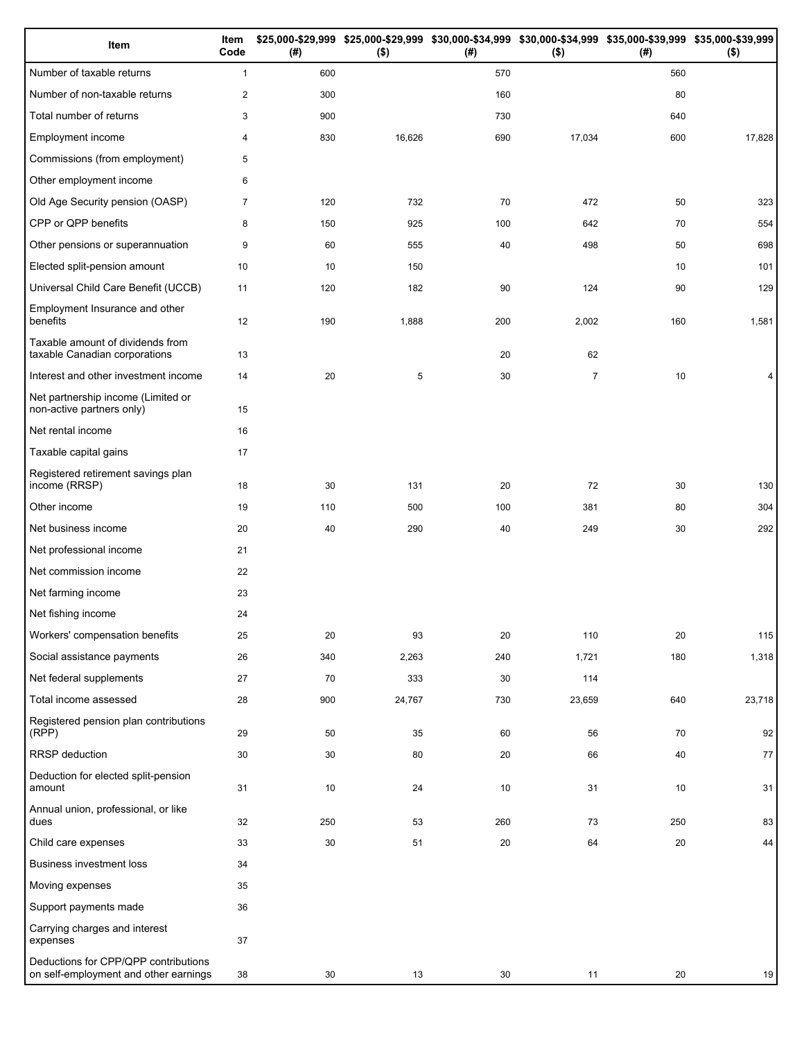| Item | Item Code | $25,000-$29,999 (#) | $25,000-$29,999 ($) | $30,000-$34,999 (#) | $30,000-$34,999 ($) | $35,000-$39,999 (#) | $35,000-$39,999 ($) |
|---|---|---|---|---|---|---|---|
| Number of taxable returns | 1 | 600 | | 570 | | 560 | |
| Number of non-taxable returns | 2 | 300 | | 160 | | 80 | |
| Total number of returns | 3 | 900 | | 730 | | 640 | |
| Employment income | 4 | 830 | 16,626 | 690 | 17,034 | 600 | 17,828 |
| Commissions (from employment) | 5 | | | | | | |
| Other employment income | 6 | | | | | | |
| Old Age Security pension (OASP) | 7 | 120 | 732 | 70 | 472 | 50 | 323 |
| CPP or QPP benefits | 8 | 150 | 925 | 100 | 642 | 70 | 554 |
| Other pensions or superannuation | 9 | 60 | 555 | 40 | 498 | 50 | 698 |
| Elected split-pension amount | 10 | 10 | 150 | | | 10 | 101 |
| Universal Child Care Benefit (UCCB) | 11 | 120 | 182 | 90 | 124 | 90 | 129 |
| Employment Insurance and other benefits | 12 | 190 | 1,888 | 200 | 2,002 | 160 | 1,581 |
| Taxable amount of dividends from taxable Canadian corporations | 13 | | | 20 | 62 | | |
| Interest and other investment income | 14 | 20 | 5 | 30 | 7 | 10 | 4 |
| Net partnership income (Limited or non-active partners only) | 15 | | | | | | |
| Net rental income | 16 | | | | | | |
| Taxable capital gains | 17 | | | | | | |
| Registered retirement savings plan income (RRSP) | 18 | 30 | 131 | 20 | 72 | 30 | 130 |
| Other income | 19 | 110 | 500 | 100 | 381 | 80 | 304 |
| Net business income | 20 | 40 | 290 | 40 | 249 | 30 | 292 |
| Net professional income | 21 | | | | | | |
| Net commission income | 22 | | | | | | |
| Net farming income | 23 | | | | | | |
| Net fishing income | 24 | | | | | | |
| Workers' compensation benefits | 25 | 20 | 93 | 20 | 110 | 20 | 115 |
| Social assistance payments | 26 | 340 | 2,263 | 240 | 1,721 | 180 | 1,318 |
| Net federal supplements | 27 | 70 | 333 | 30 | 114 | | |
| Total income assessed | 28 | 900 | 24,767 | 730 | 23,659 | 640 | 23,718 |
| Registered pension plan contributions (RPP) | 29 | 50 | 35 | 60 | 56 | 70 | 92 |
| RRSP deduction | 30 | 30 | 80 | 20 | 66 | 40 | 77 |
| Deduction for elected split-pension amount | 31 | 10 | 24 | 10 | 31 | 10 | 31 |
| Annual union, professional, or like dues | 32 | 250 | 53 | 260 | 73 | 250 | 83 |
| Child care expenses | 33 | 30 | 51 | 20 | 64 | 20 | 44 |
| Business investment loss | 34 | | | | | | |
| Moving expenses | 35 | | | | | | |
| Support payments made | 36 | | | | | | |
| Carrying charges and interest expenses | 37 | | | | | | |
| Deductions for CPP/QPP contributions on self-employment and other earnings | 38 | 30 | 13 | 30 | 11 | 20 | 19 |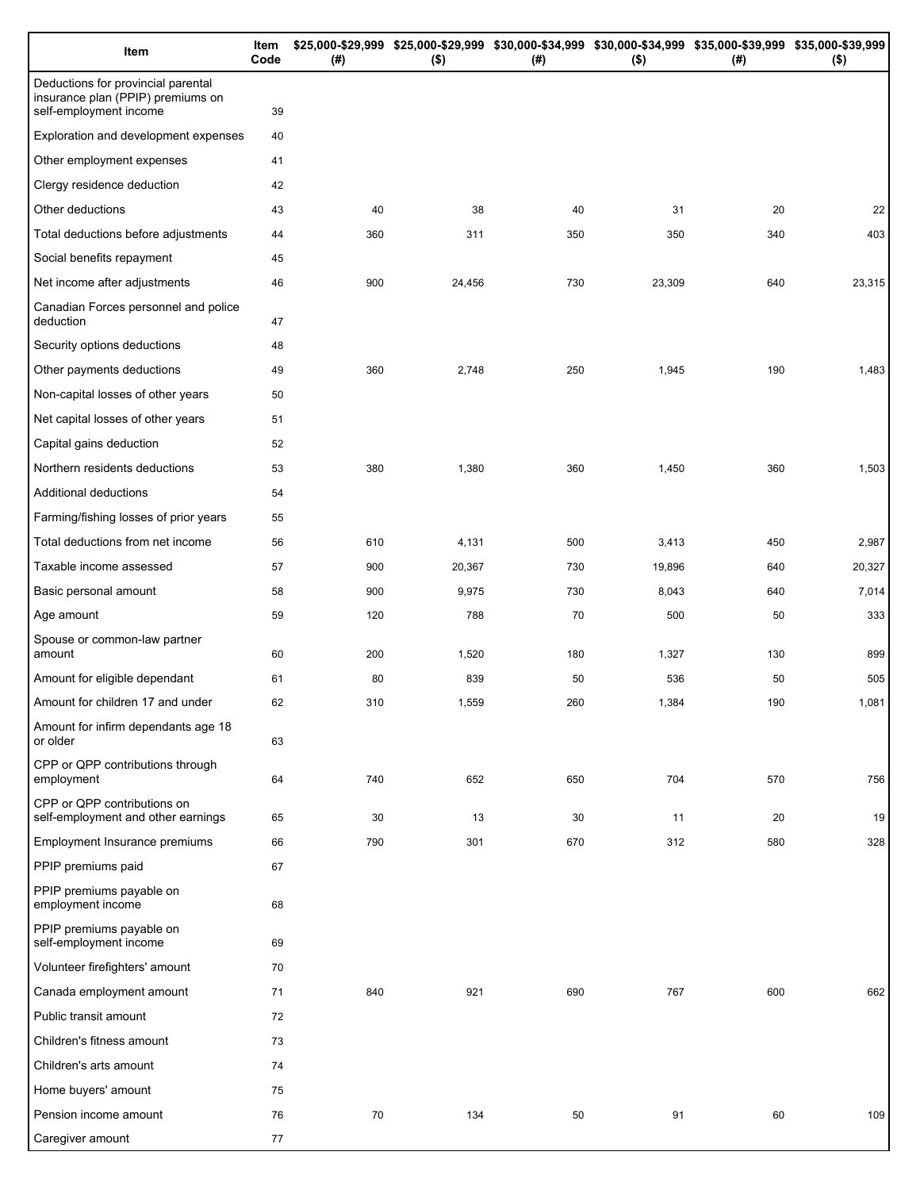| Item | Item Code | $25,000-$29,999 (#) | $25,000-$29,999 ($) | $30,000-$34,999 (#) | $30,000-$34,999 ($) | $35,000-$39,999 (#) | $35,000-$39,999 ($) |
|---|---|---|---|---|---|---|---|
| Deductions for provincial parental insurance plan (PPIP) premiums on self-employment income | 39 | | | | | | |
| Exploration and development expenses | 40 | | | | | | |
| Other employment expenses | 41 | | | | | | |
| Clergy residence deduction | 42 | | | | | | |
| Other deductions | 43 | 40 | 38 | 40 | 31 | 20 | 22 |
| Total deductions before adjustments | 44 | 360 | 311 | 350 | 350 | 340 | 403 |
| Social benefits repayment | 45 | | | | | | |
| Net income after adjustments | 46 | 900 | 24,456 | 730 | 23,309 | 640 | 23,315 |
| Canadian Forces personnel and police deduction | 47 | | | | | | |
| Security options deductions | 48 | | | | | | |
| Other payments deductions | 49 | 360 | 2,748 | 250 | 1,945 | 190 | 1,483 |
| Non-capital losses of other years | 50 | | | | | | |
| Net capital losses of other years | 51 | | | | | | |
| Capital gains deduction | 52 | | | | | | |
| Northern residents deductions | 53 | 380 | 1,380 | 360 | 1,450 | 360 | 1,503 |
| Additional deductions | 54 | | | | | | |
| Farming/fishing losses of prior years | 55 | | | | | | |
| Total deductions from net income | 56 | 610 | 4,131 | 500 | 3,413 | 450 | 2,987 |
| Taxable income assessed | 57 | 900 | 20,367 | 730 | 19,896 | 640 | 20,327 |
| Basic personal amount | 58 | 900 | 9,975 | 730 | 8,043 | 640 | 7,014 |
| Age amount | 59 | 120 | 788 | 70 | 500 | 50 | 333 |
| Spouse or common-law partner amount | 60 | 200 | 1,520 | 180 | 1,327 | 130 | 899 |
| Amount for eligible dependant | 61 | 80 | 839 | 50 | 536 | 50 | 505 |
| Amount for children 17 and under | 62 | 310 | 1,559 | 260 | 1,384 | 190 | 1,081 |
| Amount for infirm dependants age 18 or older | 63 | | | | | | |
| CPP or QPP contributions through employment | 64 | 740 | 652 | 650 | 704 | 570 | 756 |
| CPP or QPP contributions on self-employment and other earnings | 65 | 30 | 13 | 30 | 11 | 20 | 19 |
| Employment Insurance premiums | 66 | 790 | 301 | 670 | 312 | 580 | 328 |
| PPIP premiums paid | 67 | | | | | | |
| PPIP premiums payable on employment income | 68 | | | | | | |
| PPIP premiums payable on self-employment income | 69 | | | | | | |
| Volunteer firefighters' amount | 70 | | | | | | |
| Canada employment amount | 71 | 840 | 921 | 690 | 767 | 600 | 662 |
| Public transit amount | 72 | | | | | | |
| Children's fitness amount | 73 | | | | | | |
| Children's arts amount | 74 | | | | | | |
| Home buyers' amount | 75 | | | | | | |
| Pension income amount | 76 | 70 | 134 | 50 | 91 | 60 | 109 |
| Caregiver amount | 77 | | | | | | |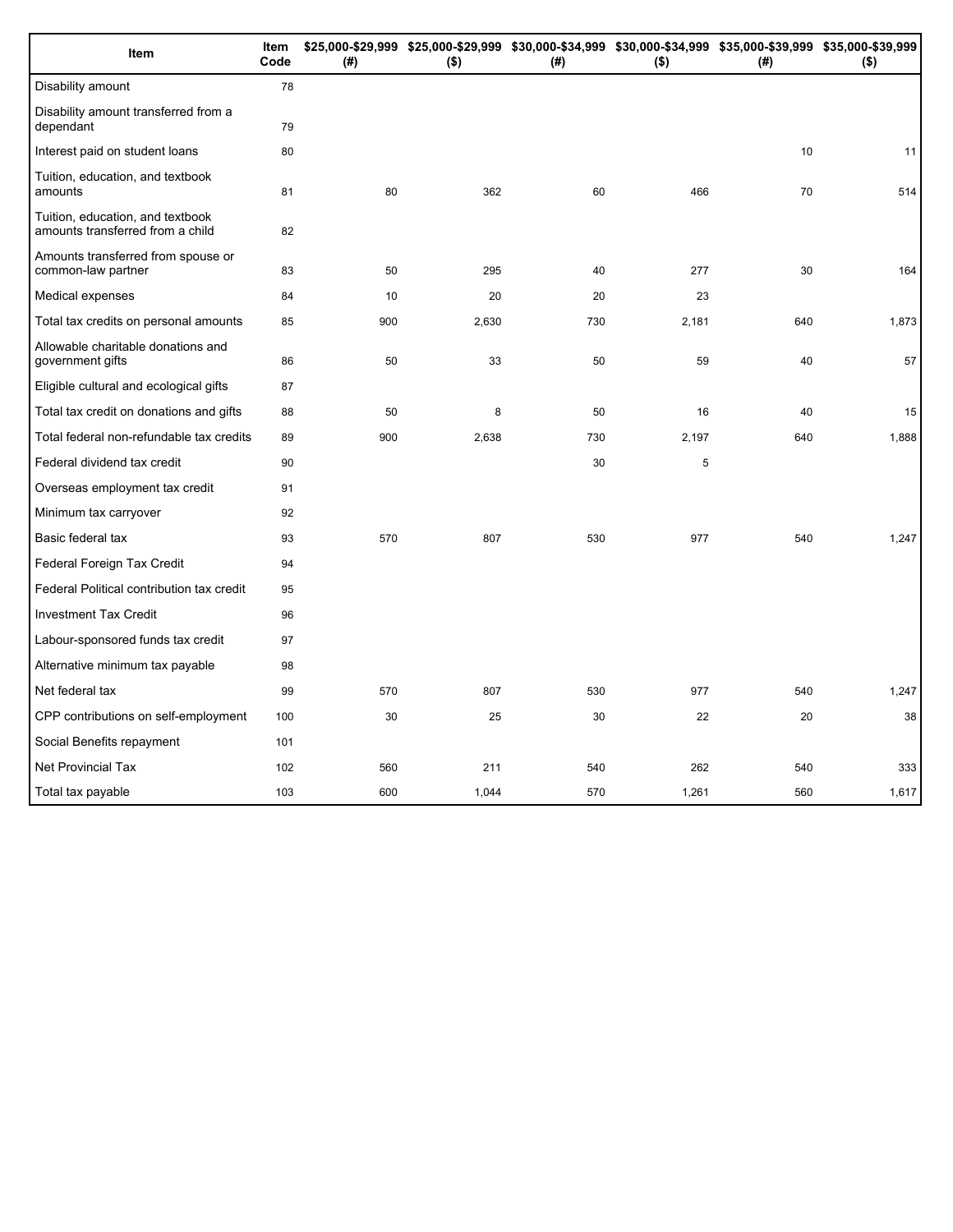| Item | Item Code | $25,000-$29,999 (#) | $25,000-$29,999 ($) | $30,000-$34,999 (#) | $30,000-$34,999 ($) | $35,000-$39,999 (#) | $35,000-$39,999 ($) |
|---|---|---|---|---|---|---|---|
| Disability amount | 78 | | | | | | |
| Disability amount transferred from a dependant | 79 | | | | | | |
| Interest paid on student loans | 80 | | | | | 10 | 11 |
| Tuition, education, and textbook amounts | 81 | 80 | 362 | 60 | 466 | 70 | 514 |
| Tuition, education, and textbook amounts transferred from a child | 82 | | | | | | |
| Amounts transferred from spouse or common-law partner | 83 | 50 | 295 | 40 | 277 | 30 | 164 |
| Medical expenses | 84 | 10 | 20 | 20 | 23 | | |
| Total tax credits on personal amounts | 85 | 900 | 2,630 | 730 | 2,181 | 640 | 1,873 |
| Allowable charitable donations and government gifts | 86 | 50 | 33 | 50 | 59 | 40 | 57 |
| Eligible cultural and ecological gifts | 87 | | | | | | |
| Total tax credit on donations and gifts | 88 | 50 | 8 | 50 | 16 | 40 | 15 |
| Total federal non-refundable tax credits | 89 | 900 | 2,638 | 730 | 2,197 | 640 | 1,888 |
| Federal dividend tax credit | 90 | | | 30 | 5 | | |
| Overseas employment tax credit | 91 | | | | | | |
| Minimum tax carryover | 92 | | | | | | |
| Basic federal tax | 93 | 570 | 807 | 530 | 977 | 540 | 1,247 |
| Federal Foreign Tax Credit | 94 | | | | | | |
| Federal Political contribution tax credit | 95 | | | | | | |
| Investment Tax Credit | 96 | | | | | | |
| Labour-sponsored funds tax credit | 97 | | | | | | |
| Alternative minimum tax payable | 98 | | | | | | |
| Net federal tax | 99 | 570 | 807 | 530 | 977 | 540 | 1,247 |
| CPP contributions on self-employment | 100 | 30 | 25 | 30 | 22 | 20 | 38 |
| Social Benefits repayment | 101 | | | | | | |
| Net Provincial Tax | 102 | 560 | 211 | 540 | 262 | 540 | 333 |
| Total tax payable | 103 | 600 | 1,044 | 570 | 1,261 | 560 | 1,617 |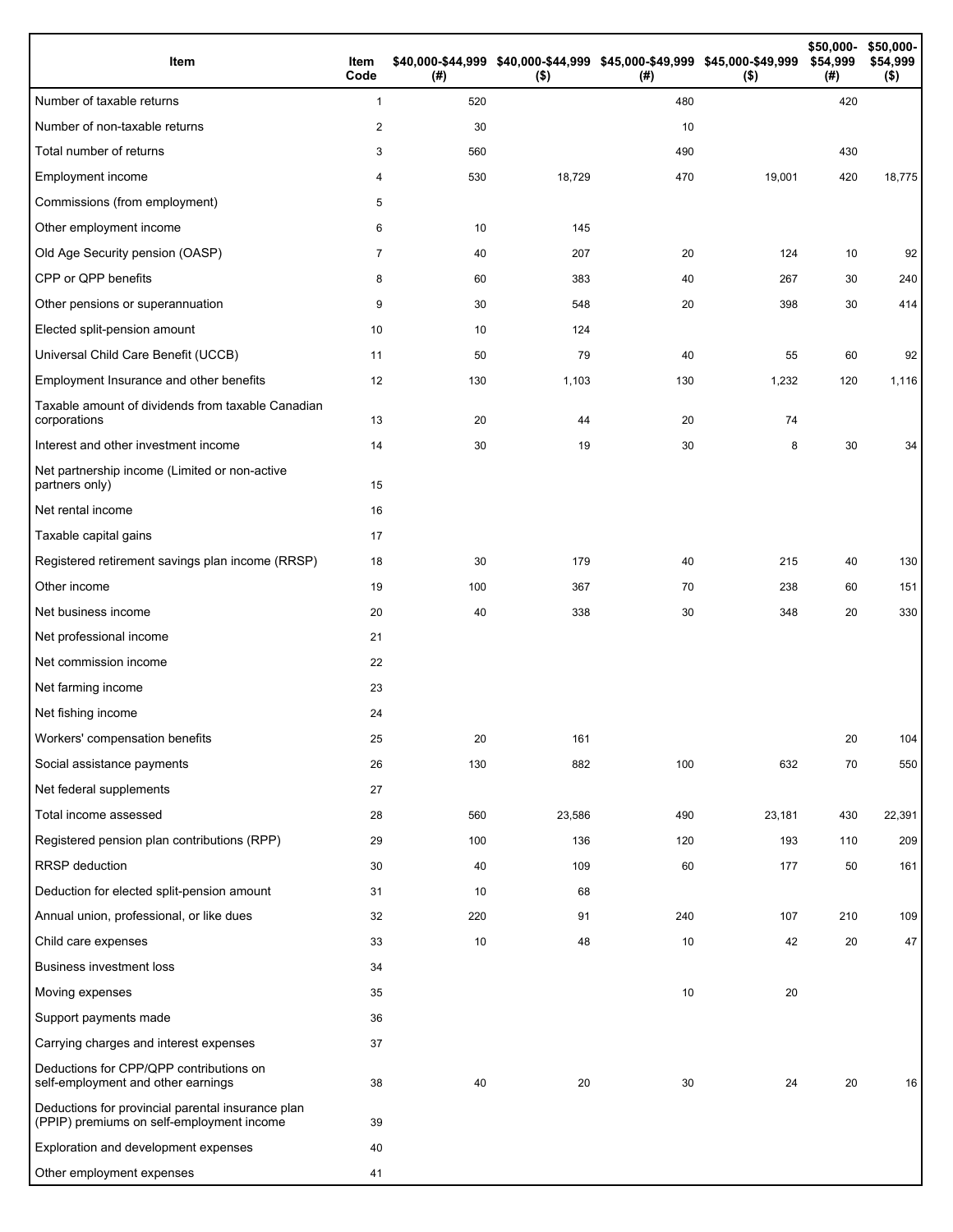| Item | Item Code | $40,000-$44,999 (#) | $40,000-$44,999 ($) | $45,000-$49,999 (#) | $45,000-$49,999 ($) | $50,000-$54,999 (#) | $50,000-$54,999 ($) |
|---|---|---|---|---|---|---|---|
| Number of taxable returns | 1 | 520 | | 480 | | 420 | |
| Number of non-taxable returns | 2 | 30 | | 10 | | | |
| Total number of returns | 3 | 560 | | 490 | | 430 | |
| Employment income | 4 | 530 | 18,729 | 470 | 19,001 | 420 | 18,775 |
| Commissions (from employment) | 5 | | | | | | |
| Other employment income | 6 | 10 | 145 | | | | |
| Old Age Security pension (OASP) | 7 | 40 | 207 | 20 | 124 | 10 | 92 |
| CPP or QPP benefits | 8 | 60 | 383 | 40 | 267 | 30 | 240 |
| Other pensions or superannuation | 9 | 30 | 548 | 20 | 398 | 30 | 414 |
| Elected split-pension amount | 10 | 10 | 124 | | | | |
| Universal Child Care Benefit (UCCB) | 11 | 50 | 79 | 40 | 55 | 60 | 92 |
| Employment Insurance and other benefits | 12 | 130 | 1,103 | 130 | 1,232 | 120 | 1,116 |
| Taxable amount of dividends from taxable Canadian corporations | 13 | 20 | 44 | 20 | 74 | | |
| Interest and other investment income | 14 | 30 | 19 | 30 | 8 | 30 | 34 |
| Net partnership income (Limited or non-active partners only) | 15 | | | | | | |
| Net rental income | 16 | | | | | | |
| Taxable capital gains | 17 | | | | | | |
| Registered retirement savings plan income (RRSP) | 18 | 30 | 179 | 40 | 215 | 40 | 130 |
| Other income | 19 | 100 | 367 | 70 | 238 | 60 | 151 |
| Net business income | 20 | 40 | 338 | 30 | 348 | 20 | 330 |
| Net professional income | 21 | | | | | | |
| Net commission income | 22 | | | | | | |
| Net farming income | 23 | | | | | | |
| Net fishing income | 24 | | | | | | |
| Workers' compensation benefits | 25 | 20 | 161 | | | 20 | 104 |
| Social assistance payments | 26 | 130 | 882 | 100 | 632 | 70 | 550 |
| Net federal supplements | 27 | | | | | | |
| Total income assessed | 28 | 560 | 23,586 | 490 | 23,181 | 430 | 22,391 |
| Registered pension plan contributions (RPP) | 29 | 100 | 136 | 120 | 193 | 110 | 209 |
| RRSP deduction | 30 | 40 | 109 | 60 | 177 | 50 | 161 |
| Deduction for elected split-pension amount | 31 | 10 | 68 | | | | |
| Annual union, professional, or like dues | 32 | 220 | 91 | 240 | 107 | 210 | 109 |
| Child care expenses | 33 | 10 | 48 | 10 | 42 | 20 | 47 |
| Business investment loss | 34 | | | | | | |
| Moving expenses | 35 | | | 10 | 20 | | |
| Support payments made | 36 | | | | | | |
| Carrying charges and interest expenses | 37 | | | | | | |
| Deductions for CPP/QPP contributions on self-employment and other earnings | 38 | 40 | 20 | 30 | 24 | 20 | 16 |
| Deductions for provincial parental insurance plan (PPIP) premiums on self-employment income | 39 | | | | | | |
| Exploration and development expenses | 40 | | | | | | |
| Other employment expenses | 41 | | | | | | |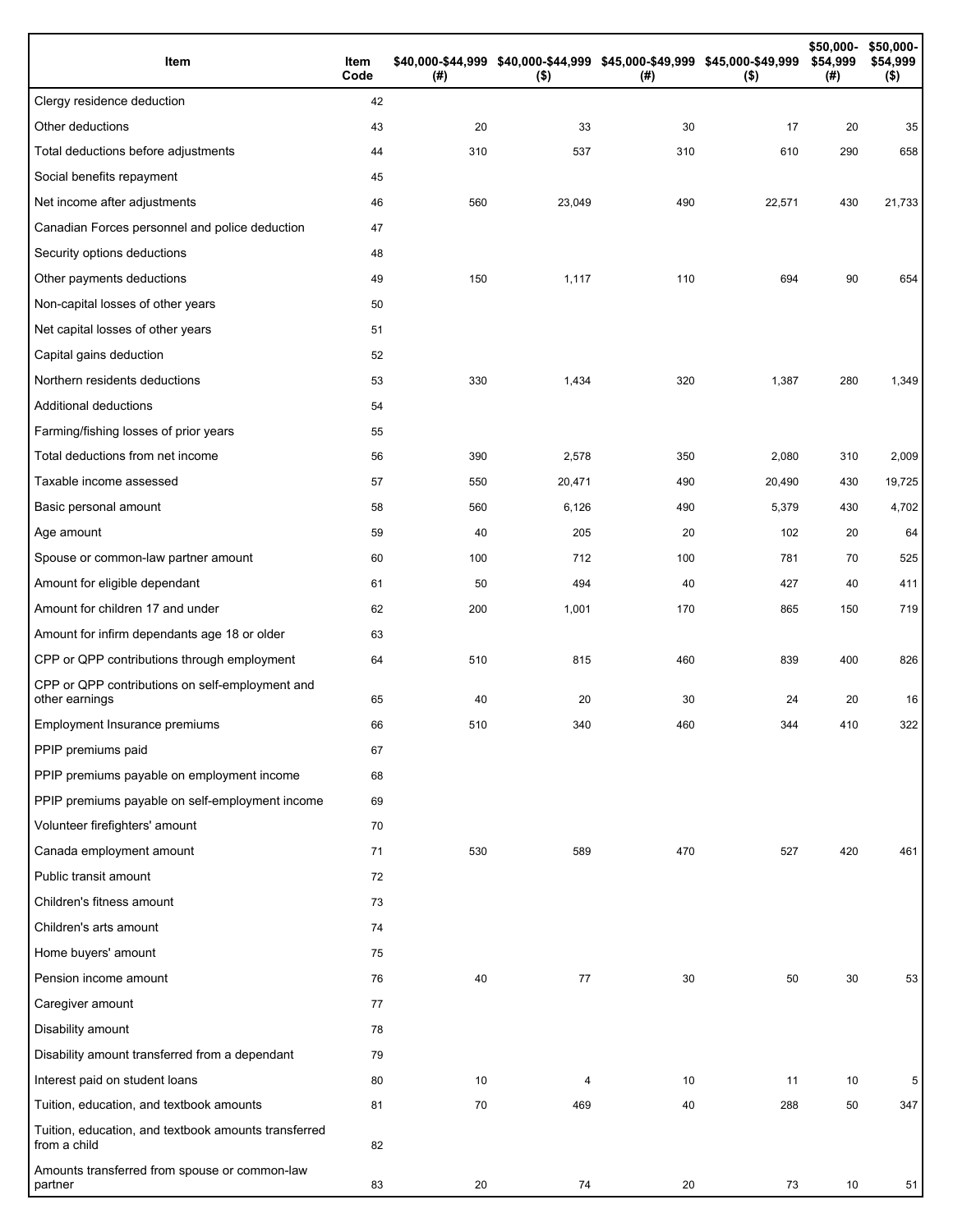| Item | Item Code | $40,000-$44,999 (#) | $40,000-$44,999 ($) | $45,000-$49,999 (#) | $45,000-$49,999 ($) | $50,000-$54,999 (#) | $50,000-$54,999 ($) |
|---|---|---|---|---|---|---|---|
| Clergy residence deduction | 42 | | | | | | |
| Other deductions | 43 | 20 | 33 | 30 | 17 | 20 | 35 |
| Total deductions before adjustments | 44 | 310 | 537 | 310 | 610 | 290 | 658 |
| Social benefits repayment | 45 | | | | | | |
| Net income after adjustments | 46 | 560 | 23,049 | 490 | 22,571 | 430 | 21,733 |
| Canadian Forces personnel and police deduction | 47 | | | | | | |
| Security options deductions | 48 | | | | | | |
| Other payments deductions | 49 | 150 | 1,117 | 110 | 694 | 90 | 654 |
| Non-capital losses of other years | 50 | | | | | | |
| Net capital losses of other years | 51 | | | | | | |
| Capital gains deduction | 52 | | | | | | |
| Northern residents deductions | 53 | 330 | 1,434 | 320 | 1,387 | 280 | 1,349 |
| Additional deductions | 54 | | | | | | |
| Farming/fishing losses of prior years | 55 | | | | | | |
| Total deductions from net income | 56 | 390 | 2,578 | 350 | 2,080 | 310 | 2,009 |
| Taxable income assessed | 57 | 550 | 20,471 | 490 | 20,490 | 430 | 19,725 |
| Basic personal amount | 58 | 560 | 6,126 | 490 | 5,379 | 430 | 4,702 |
| Age amount | 59 | 40 | 205 | 20 | 102 | 20 | 64 |
| Spouse or common-law partner amount | 60 | 100 | 712 | 100 | 781 | 70 | 525 |
| Amount for eligible dependant | 61 | 50 | 494 | 40 | 427 | 40 | 411 |
| Amount for children 17 and under | 62 | 200 | 1,001 | 170 | 865 | 150 | 719 |
| Amount for infirm dependants age 18 or older | 63 | | | | | | |
| CPP or QPP contributions through employment | 64 | 510 | 815 | 460 | 839 | 400 | 826 |
| CPP or QPP contributions on self-employment and other earnings | 65 | 40 | 20 | 30 | 24 | 20 | 16 |
| Employment Insurance premiums | 66 | 510 | 340 | 460 | 344 | 410 | 322 |
| PPIP premiums paid | 67 | | | | | | |
| PPIP premiums payable on employment income | 68 | | | | | | |
| PPIP premiums payable on self-employment income | 69 | | | | | | |
| Volunteer firefighters' amount | 70 | | | | | | |
| Canada employment amount | 71 | 530 | 589 | 470 | 527 | 420 | 461 |
| Public transit amount | 72 | | | | | | |
| Children's fitness amount | 73 | | | | | | |
| Children's arts amount | 74 | | | | | | |
| Home buyers' amount | 75 | | | | | | |
| Pension income amount | 76 | 40 | 77 | 30 | 50 | 30 | 53 |
| Caregiver amount | 77 | | | | | | |
| Disability amount | 78 | | | | | | |
| Disability amount transferred from a dependant | 79 | | | | | | |
| Interest paid on student loans | 80 | 10 | 4 | 10 | 11 | 10 | 5 |
| Tuition, education, and textbook amounts | 81 | 70 | 469 | 40 | 288 | 50 | 347 |
| Tuition, education, and textbook amounts transferred from a child | 82 | | | | | | |
| Amounts transferred from spouse or common-law partner | 83 | 20 | 74 | 20 | 73 | 10 | 51 |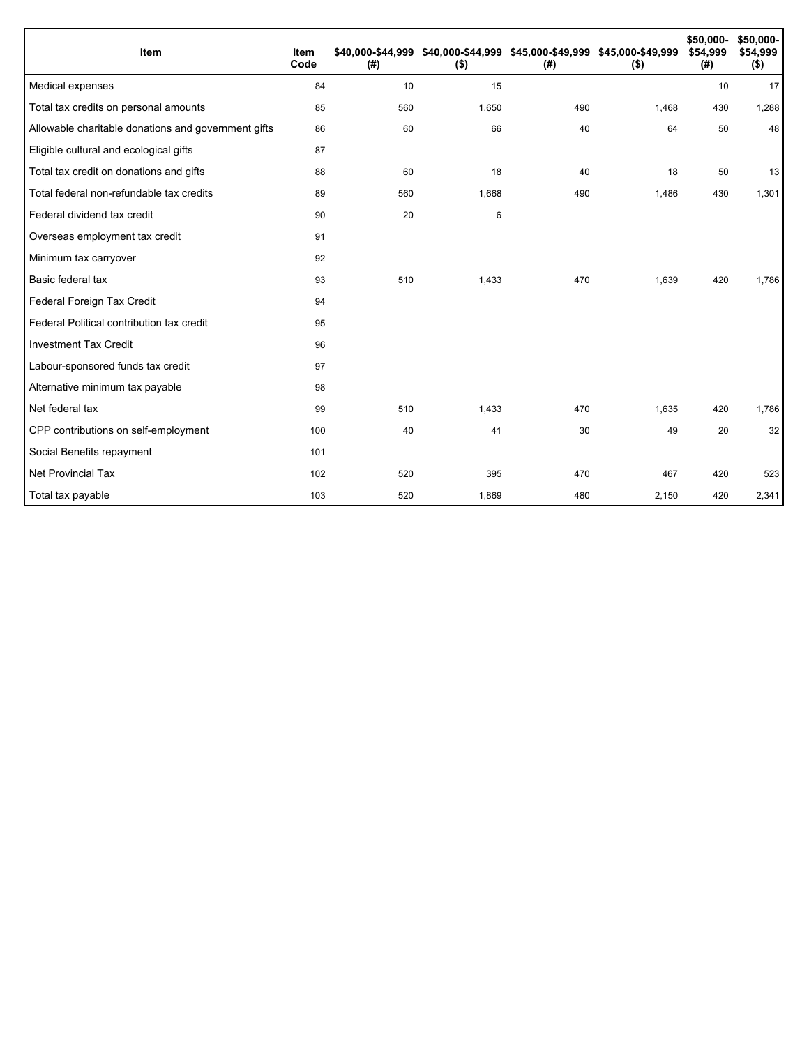| Item | Item Code | $40,000-$44,999 (#) | $40,000-$44,999 ($) | $45,000-$49,999 (#) | $45,000-$49,999 ($) | $50,000-$54,999 (#) | $50,000-$54,999 ($) |
|---|---|---|---|---|---|---|---|
| Medical expenses | 84 | 10 | 15 | | | 10 | 17 |
| Total tax credits on personal amounts | 85 | 560 | 1,650 | 490 | 1,468 | 430 | 1,288 |
| Allowable charitable donations and government gifts | 86 | 60 | 66 | 40 | 64 | 50 | 48 |
| Eligible cultural and ecological gifts | 87 | | | | | | |
| Total tax credit on donations and gifts | 88 | 60 | 18 | 40 | 18 | 50 | 13 |
| Total federal non-refundable tax credits | 89 | 560 | 1,668 | 490 | 1,486 | 430 | 1,301 |
| Federal dividend tax credit | 90 | 20 | 6 | | | | |
| Overseas employment tax credit | 91 | | | | | | |
| Minimum tax carryover | 92 | | | | | | |
| Basic federal tax | 93 | 510 | 1,433 | 470 | 1,639 | 420 | 1,786 |
| Federal Foreign Tax Credit | 94 | | | | | | |
| Federal Political contribution tax credit | 95 | | | | | | |
| Investment Tax Credit | 96 | | | | | | |
| Labour-sponsored funds tax credit | 97 | | | | | | |
| Alternative minimum tax payable | 98 | | | | | | |
| Net federal tax | 99 | 510 | 1,433 | 470 | 1,635 | 420 | 1,786 |
| CPP contributions on self-employment | 100 | 40 | 41 | 30 | 49 | 20 | 32 |
| Social Benefits repayment | 101 | | | | | | |
| Net Provincial Tax | 102 | 520 | 395 | 470 | 467 | 420 | 523 |
| Total tax payable | 103 | 520 | 1,869 | 480 | 2,150 | 420 | 2,341 |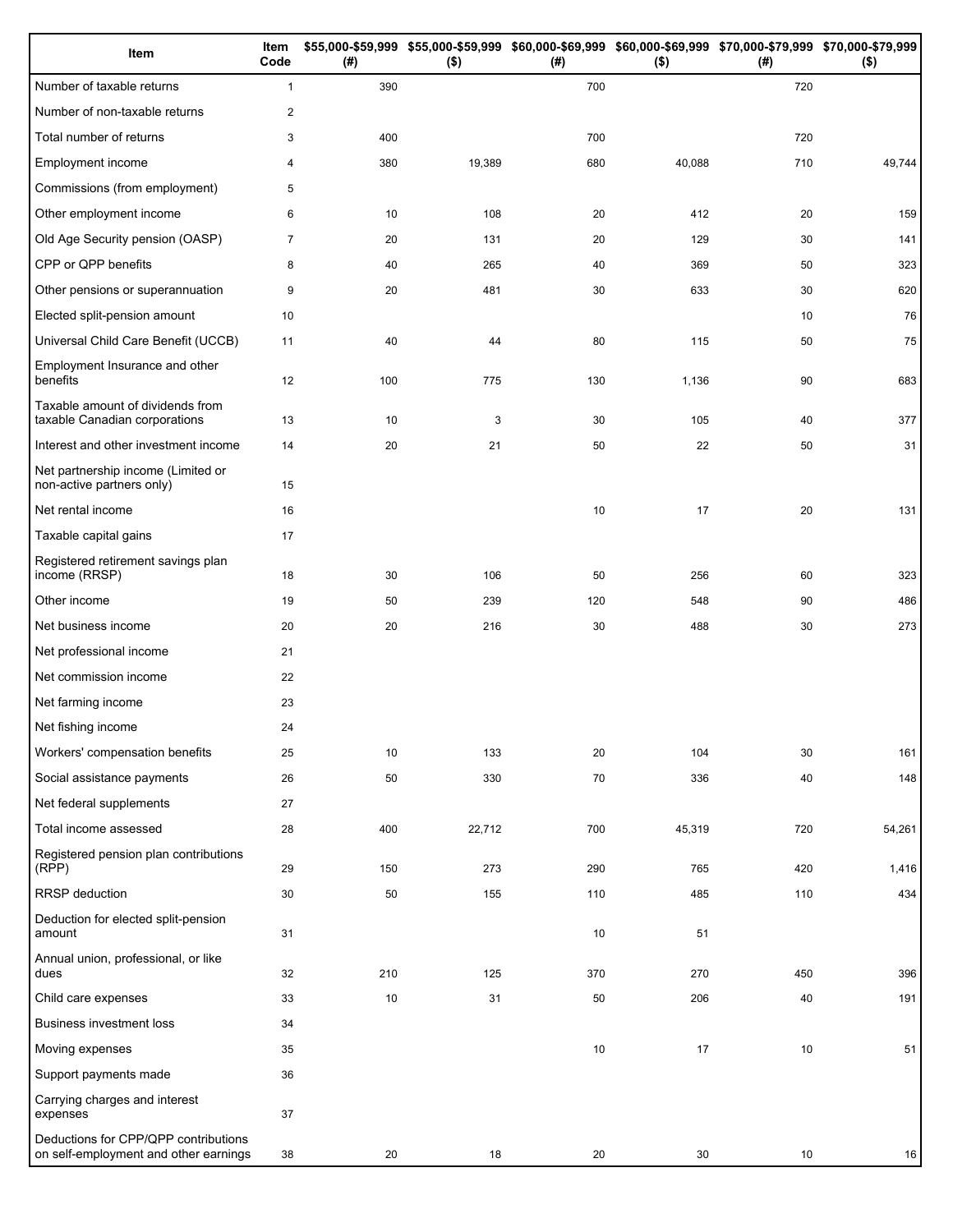| Item | Item Code | $55,000-$59,999 (#) | $55,000-$59,999 ($) | $60,000-$69,999 (#) | $60,000-$69,999 ($) | $70,000-$79,999 (#) | $70,000-$79,999 ($) |
|---|---|---|---|---|---|---|---|
| Number of taxable returns | 1 | 390 | | 700 | | 720 | |
| Number of non-taxable returns | 2 | | | | | | |
| Total number of returns | 3 | 400 | | 700 | | 720 | |
| Employment income | 4 | 380 | 19,389 | 680 | 40,088 | 710 | 49,744 |
| Commissions (from employment) | 5 | | | | | | |
| Other employment income | 6 | 10 | 108 | 20 | 412 | 20 | 159 |
| Old Age Security pension (OASP) | 7 | 20 | 131 | 20 | 129 | 30 | 141 |
| CPP or QPP benefits | 8 | 40 | 265 | 40 | 369 | 50 | 323 |
| Other pensions or superannuation | 9 | 20 | 481 | 30 | 633 | 30 | 620 |
| Elected split-pension amount | 10 | | | | | 10 | 76 |
| Universal Child Care Benefit (UCCB) | 11 | 40 | 44 | 80 | 115 | 50 | 75 |
| Employment Insurance and other benefits | 12 | 100 | 775 | 130 | 1,136 | 90 | 683 |
| Taxable amount of dividends from taxable Canadian corporations | 13 | 10 | 3 | 30 | 105 | 40 | 377 |
| Interest and other investment income | 14 | 20 | 21 | 50 | 22 | 50 | 31 |
| Net partnership income (Limited or non-active partners only) | 15 | | | | | | |
| Net rental income | 16 | | | 10 | 17 | 20 | 131 |
| Taxable capital gains | 17 | | | | | | |
| Registered retirement savings plan income (RRSP) | 18 | 30 | 106 | 50 | 256 | 60 | 323 |
| Other income | 19 | 50 | 239 | 120 | 548 | 90 | 486 |
| Net business income | 20 | 20 | 216 | 30 | 488 | 30 | 273 |
| Net professional income | 21 | | | | | | |
| Net commission income | 22 | | | | | | |
| Net farming income | 23 | | | | | | |
| Net fishing income | 24 | | | | | | |
| Workers' compensation benefits | 25 | 10 | 133 | 20 | 104 | 30 | 161 |
| Social assistance payments | 26 | 50 | 330 | 70 | 336 | 40 | 148 |
| Net federal supplements | 27 | | | | | | |
| Total income assessed | 28 | 400 | 22,712 | 700 | 45,319 | 720 | 54,261 |
| Registered pension plan contributions (RPP) | 29 | 150 | 273 | 290 | 765 | 420 | 1,416 |
| RRSP deduction | 30 | 50 | 155 | 110 | 485 | 110 | 434 |
| Deduction for elected split-pension amount | 31 | | | 10 | 51 | | |
| Annual union, professional, or like dues | 32 | 210 | 125 | 370 | 270 | 450 | 396 |
| Child care expenses | 33 | 10 | 31 | 50 | 206 | 40 | 191 |
| Business investment loss | 34 | | | | | | |
| Moving expenses | 35 | | | 10 | 17 | 10 | 51 |
| Support payments made | 36 | | | | | | |
| Carrying charges and interest expenses | 37 | | | | | | |
| Deductions for CPP/QPP contributions on self-employment and other earnings | 38 | 20 | 18 | 20 | 30 | 10 | 16 |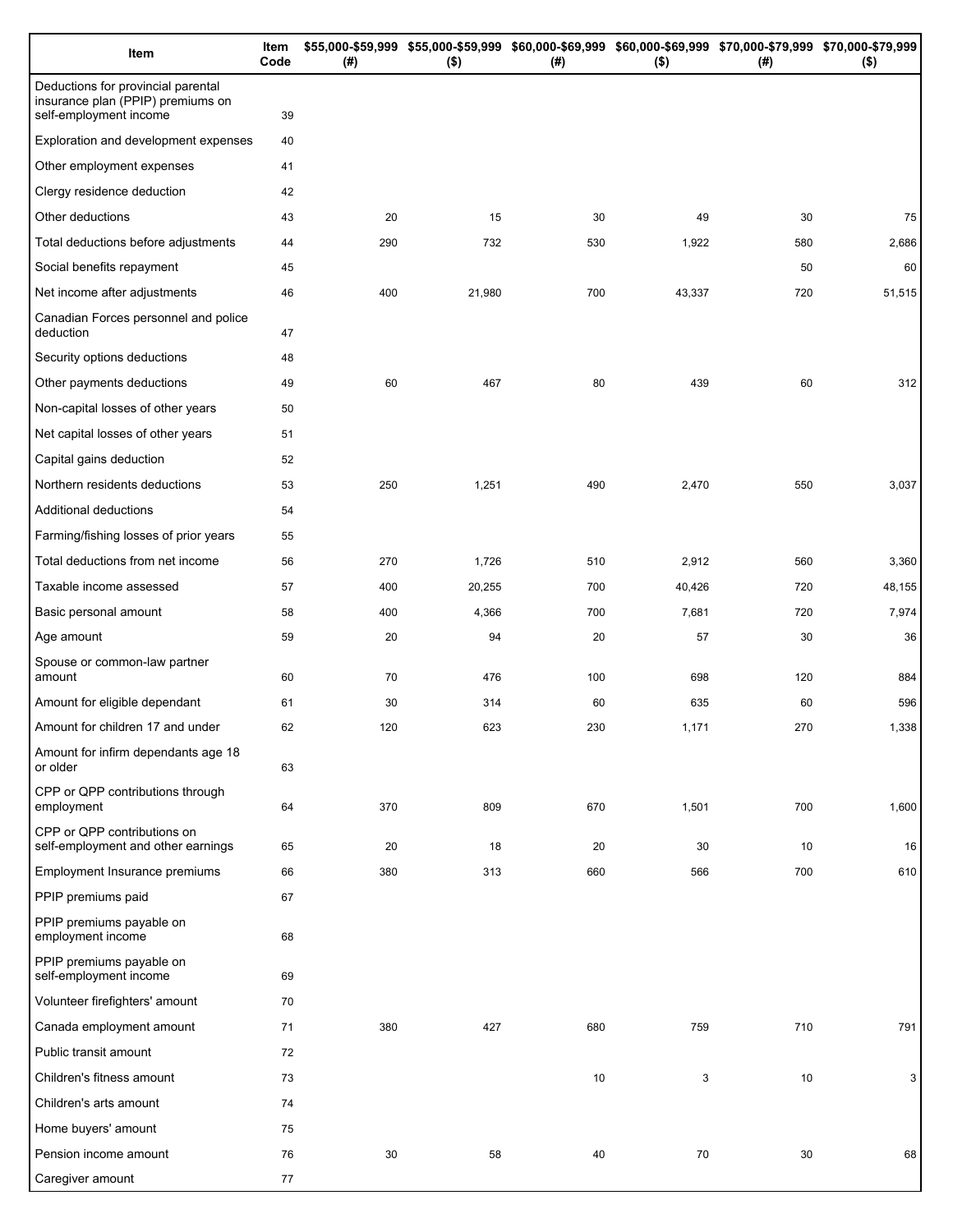| Item | Item Code | $55,000-$59,999 (#) | $55,000-$59,999 ($) | $60,000-$69,999 (#) | $60,000-$69,999 ($) | $70,000-$79,999 (#) | $70,000-$79,999 ($) |
|---|---|---|---|---|---|---|---|
| Deductions for provincial parental insurance plan (PPIP) premiums on self-employment income | 39 | | | | | | |
| Exploration and development expenses | 40 | | | | | | |
| Other employment expenses | 41 | | | | | | |
| Clergy residence deduction | 42 | | | | | | |
| Other deductions | 43 | 20 | 15 | 30 | 49 | 30 | 75 |
| Total deductions before adjustments | 44 | 290 | 732 | 530 | 1,922 | 580 | 2,686 |
| Social benefits repayment | 45 | | | | | 50 | 60 |
| Net income after adjustments | 46 | 400 | 21,980 | 700 | 43,337 | 720 | 51,515 |
| Canadian Forces personnel and police deduction | 47 | | | | | | |
| Security options deductions | 48 | | | | | | |
| Other payments deductions | 49 | 60 | 467 | 80 | 439 | 60 | 312 |
| Non-capital losses of other years | 50 | | | | | | |
| Net capital losses of other years | 51 | | | | | | |
| Capital gains deduction | 52 | | | | | | |
| Northern residents deductions | 53 | 250 | 1,251 | 490 | 2,470 | 550 | 3,037 |
| Additional deductions | 54 | | | | | | |
| Farming/fishing losses of prior years | 55 | | | | | | |
| Total deductions from net income | 56 | 270 | 1,726 | 510 | 2,912 | 560 | 3,360 |
| Taxable income assessed | 57 | 400 | 20,255 | 700 | 40,426 | 720 | 48,155 |
| Basic personal amount | 58 | 400 | 4,366 | 700 | 7,681 | 720 | 7,974 |
| Age amount | 59 | 20 | 94 | 20 | 57 | 30 | 36 |
| Spouse or common-law partner amount | 60 | 70 | 476 | 100 | 698 | 120 | 884 |
| Amount for eligible dependant | 61 | 30 | 314 | 60 | 635 | 60 | 596 |
| Amount for children 17 and under | 62 | 120 | 623 | 230 | 1,171 | 270 | 1,338 |
| Amount for infirm dependants age 18 or older | 63 | | | | | | |
| CPP or QPP contributions through employment | 64 | 370 | 809 | 670 | 1,501 | 700 | 1,600 |
| CPP or QPP contributions on self-employment and other earnings | 65 | 20 | 18 | 20 | 30 | 10 | 16 |
| Employment Insurance premiums | 66 | 380 | 313 | 660 | 566 | 700 | 610 |
| PPIP premiums paid | 67 | | | | | | |
| PPIP premiums payable on employment income | 68 | | | | | | |
| PPIP premiums payable on self-employment income | 69 | | | | | | |
| Volunteer firefighters' amount | 70 | | | | | | |
| Canada employment amount | 71 | 380 | 427 | 680 | 759 | 710 | 791 |
| Public transit amount | 72 | | | | | | |
| Children's fitness amount | 73 | | | 10 | 3 | 10 | 3 |
| Children's arts amount | 74 | | | | | | |
| Home buyers' amount | 75 | | | | | | |
| Pension income amount | 76 | 30 | 58 | 40 | 70 | 30 | 68 |
| Caregiver amount | 77 | | | | | | |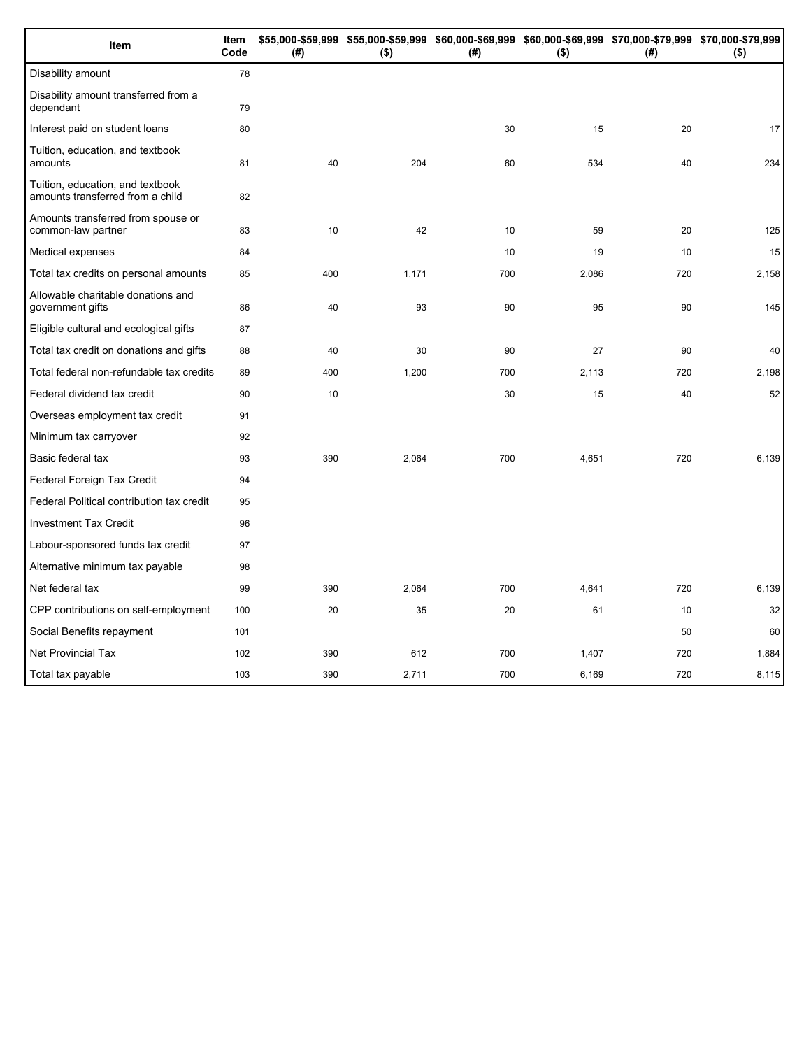| Item | Item Code | $55,000-$59,999 (#) | $55,000-$59,999 ($) | $60,000-$69,999 (#) | $60,000-$69,999 ($) | $70,000-$79,999 (#) | $70,000-$79,999 ($) |
|---|---|---|---|---|---|---|---|
| Disability amount | 78 | | | | | | |
| Disability amount transferred from a dependant | 79 | | | | | | |
| Interest paid on student loans | 80 | | | 30 | 15 | 20 | 17 |
| Tuition, education, and textbook amounts | 81 | 40 | 204 | 60 | 534 | 40 | 234 |
| Tuition, education, and textbook amounts transferred from a child | 82 | | | | | | |
| Amounts transferred from spouse or common-law partner | 83 | 10 | 42 | 10 | 59 | 20 | 125 |
| Medical expenses | 84 | | | 10 | 19 | 10 | 15 |
| Total tax credits on personal amounts | 85 | 400 | 1,171 | 700 | 2,086 | 720 | 2,158 |
| Allowable charitable donations and government gifts | 86 | 40 | 93 | 90 | 95 | 90 | 145 |
| Eligible cultural and ecological gifts | 87 | | | | | | |
| Total tax credit on donations and gifts | 88 | 40 | 30 | 90 | 27 | 90 | 40 |
| Total federal non-refundable tax credits | 89 | 400 | 1,200 | 700 | 2,113 | 720 | 2,198 |
| Federal dividend tax credit | 90 | 10 | | 30 | 15 | 40 | 52 |
| Overseas employment tax credit | 91 | | | | | | |
| Minimum tax carryover | 92 | | | | | | |
| Basic federal tax | 93 | 390 | 2,064 | 700 | 4,651 | 720 | 6,139 |
| Federal Foreign Tax Credit | 94 | | | | | | |
| Federal Political contribution tax credit | 95 | | | | | | |
| Investment Tax Credit | 96 | | | | | | |
| Labour-sponsored funds tax credit | 97 | | | | | | |
| Alternative minimum tax payable | 98 | | | | | | |
| Net federal tax | 99 | 390 | 2,064 | 700 | 4,641 | 720 | 6,139 |
| CPP contributions on self-employment | 100 | 20 | 35 | 20 | 61 | 10 | 32 |
| Social Benefits repayment | 101 | | | | | 50 | 60 |
| Net Provincial Tax | 102 | 390 | 612 | 700 | 1,407 | 720 | 1,884 |
| Total tax payable | 103 | 390 | 2,711 | 700 | 6,169 | 720 | 8,115 |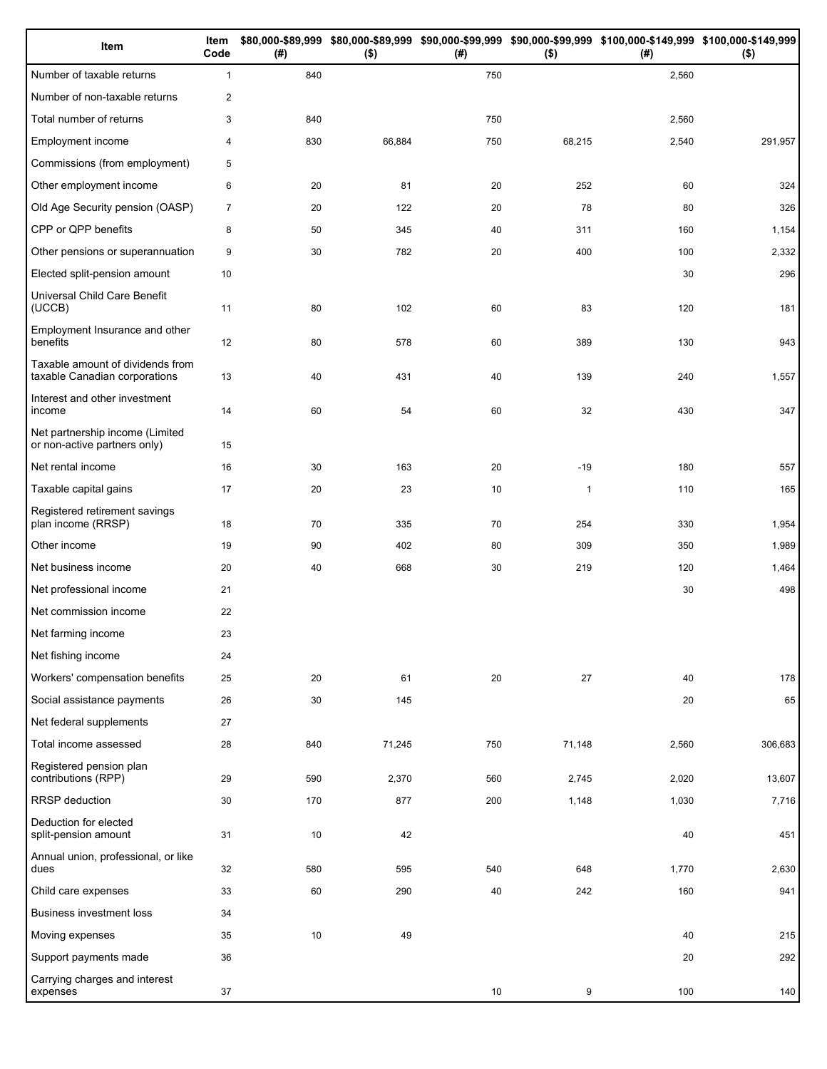| Item | Item Code | $80,000-$89,999 (#) | $80,000-$89,999 ($) | $90,000-$99,999 (#) | $90,000-$99,999 ($) | $100,000-$149,999 (#) | $100,000-$149,999 ($) |
|---|---|---|---|---|---|---|---|
| Number of taxable returns | 1 | 840 | | 750 | | 2,560 | |
| Number of non-taxable returns | 2 | | | | | | |
| Total number of returns | 3 | 840 | | 750 | | 2,560 | |
| Employment income | 4 | 830 | 66,884 | 750 | 68,215 | 2,540 | 291,957 |
| Commissions (from employment) | 5 | | | | | | |
| Other employment income | 6 | 20 | 81 | 20 | 252 | 60 | 324 |
| Old Age Security pension (OASP) | 7 | 20 | 122 | 20 | 78 | 80 | 326 |
| CPP or QPP benefits | 8 | 50 | 345 | 40 | 311 | 160 | 1,154 |
| Other pensions or superannuation | 9 | 30 | 782 | 20 | 400 | 100 | 2,332 |
| Elected split-pension amount | 10 | | | | | 30 | 296 |
| Universal Child Care Benefit (UCCB) | 11 | 80 | 102 | 60 | 83 | 120 | 181 |
| Employment Insurance and other benefits | 12 | 80 | 578 | 60 | 389 | 130 | 943 |
| Taxable amount of dividends from taxable Canadian corporations | 13 | 40 | 431 | 40 | 139 | 240 | 1,557 |
| Interest and other investment income | 14 | 60 | 54 | 60 | 32 | 430 | 347 |
| Net partnership income (Limited or non-active partners only) | 15 | | | | | | |
| Net rental income | 16 | 30 | 163 | 20 | -19 | 180 | 557 |
| Taxable capital gains | 17 | 20 | 23 | 10 | 1 | 110 | 165 |
| Registered retirement savings plan income (RRSP) | 18 | 70 | 335 | 70 | 254 | 330 | 1,954 |
| Other income | 19 | 90 | 402 | 80 | 309 | 350 | 1,989 |
| Net business income | 20 | 40 | 668 | 30 | 219 | 120 | 1,464 |
| Net professional income | 21 | | | | | 30 | 498 |
| Net commission income | 22 | | | | | | |
| Net farming income | 23 | | | | | | |
| Net fishing income | 24 | | | | | | |
| Workers' compensation benefits | 25 | 20 | 61 | 20 | 27 | 40 | 178 |
| Social assistance payments | 26 | 30 | 145 | | | 20 | 65 |
| Net federal supplements | 27 | | | | | | |
| Total income assessed | 28 | 840 | 71,245 | 750 | 71,148 | 2,560 | 306,683 |
| Registered pension plan contributions (RPP) | 29 | 590 | 2,370 | 560 | 2,745 | 2,020 | 13,607 |
| RRSP deduction | 30 | 170 | 877 | 200 | 1,148 | 1,030 | 7,716 |
| Deduction for elected split-pension amount | 31 | 10 | 42 | | | 40 | 451 |
| Annual union, professional, or like dues | 32 | 580 | 595 | 540 | 648 | 1,770 | 2,630 |
| Child care expenses | 33 | 60 | 290 | 40 | 242 | 160 | 941 |
| Business investment loss | 34 | | | | | | |
| Moving expenses | 35 | 10 | 49 | | | 40 | 215 |
| Support payments made | 36 | | | | | 20 | 292 |
| Carrying charges and interest expenses | 37 | | | 10 | 9 | 100 | 140 |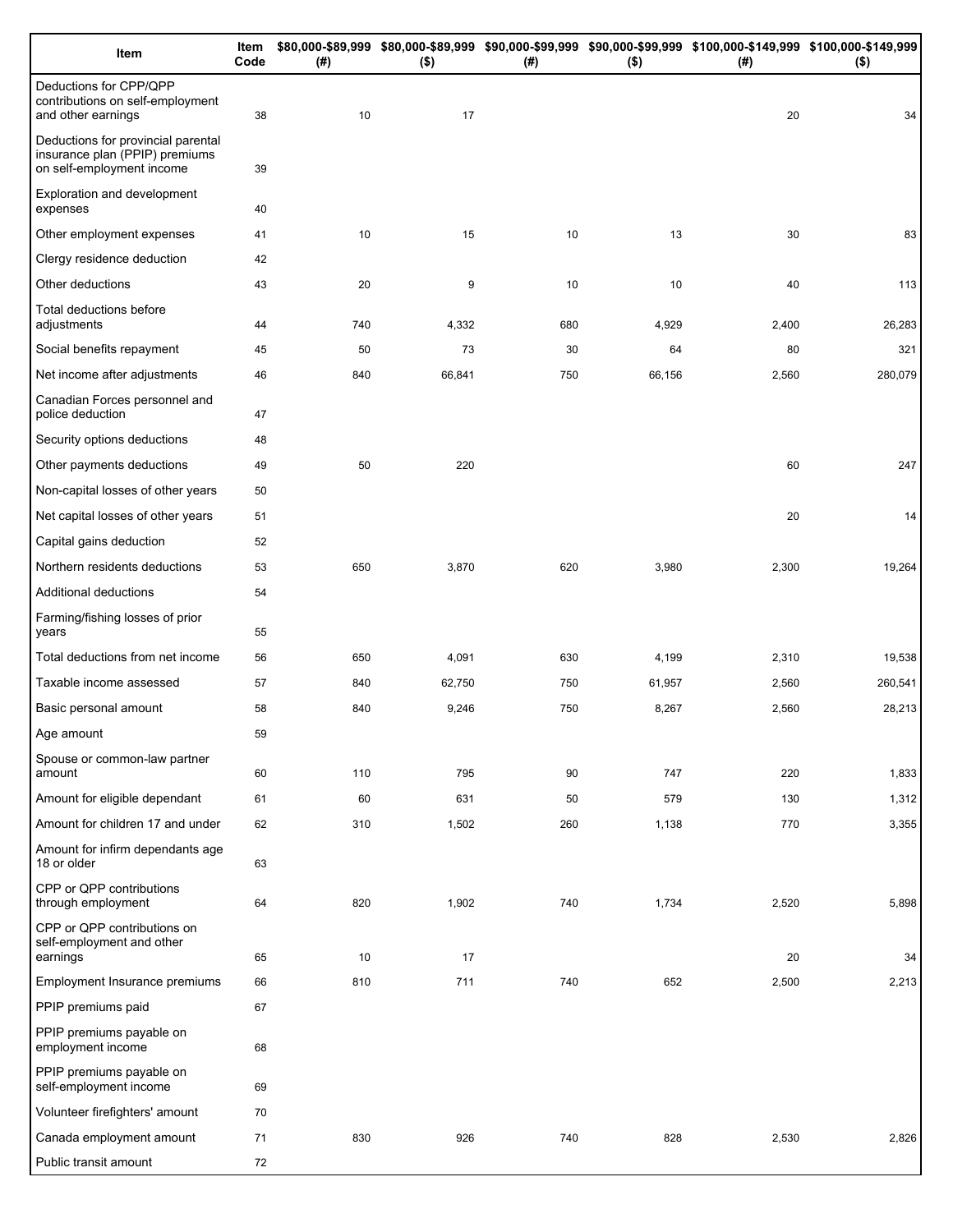| Item | Item Code | $80,000-$89,999 (#) | $80,000-$89,999 ($) | $90,000-$99,999 (#) | $90,000-$99,999 ($) | $100,000-$149,999 (#) | $100,000-$149,999 ($) |
|---|---|---|---|---|---|---|---|
| Deductions for CPP/QPP contributions on self-employment and other earnings | 38 | 10 | 17 | | | 20 | 34 |
| Deductions for provincial parental insurance plan (PPIP) premiums on self-employment income | 39 | | | | | | |
| Exploration and development expenses | 40 | | | | | | |
| Other employment expenses | 41 | 10 | 15 | 10 | 13 | 30 | 83 |
| Clergy residence deduction | 42 | | | | | | |
| Other deductions | 43 | 20 | 9 | 10 | 10 | 40 | 113 |
| Total deductions before adjustments | 44 | 740 | 4,332 | 680 | 4,929 | 2,400 | 26,283 |
| Social benefits repayment | 45 | 50 | 73 | 30 | 64 | 80 | 321 |
| Net income after adjustments | 46 | 840 | 66,841 | 750 | 66,156 | 2,560 | 280,079 |
| Canadian Forces personnel and police deduction | 47 | | | | | | |
| Security options deductions | 48 | | | | | | |
| Other payments deductions | 49 | 50 | 220 | | | 60 | 247 |
| Non-capital losses of other years | 50 | | | | | | |
| Net capital losses of other years | 51 | | | | | 20 | 14 |
| Capital gains deduction | 52 | | | | | | |
| Northern residents deductions | 53 | 650 | 3,870 | 620 | 3,980 | 2,300 | 19,264 |
| Additional deductions | 54 | | | | | | |
| Farming/fishing losses of prior years | 55 | | | | | | |
| Total deductions from net income | 56 | 650 | 4,091 | 630 | 4,199 | 2,310 | 19,538 |
| Taxable income assessed | 57 | 840 | 62,750 | 750 | 61,957 | 2,560 | 260,541 |
| Basic personal amount | 58 | 840 | 9,246 | 750 | 8,267 | 2,560 | 28,213 |
| Age amount | 59 | | | | | | |
| Spouse or common-law partner amount | 60 | 110 | 795 | 90 | 747 | 220 | 1,833 |
| Amount for eligible dependant | 61 | 60 | 631 | 50 | 579 | 130 | 1,312 |
| Amount for children 17 and under | 62 | 310 | 1,502 | 260 | 1,138 | 770 | 3,355 |
| Amount for infirm dependants age 18 or older | 63 | | | | | | |
| CPP or QPP contributions through employment | 64 | 820 | 1,902 | 740 | 1,734 | 2,520 | 5,898 |
| CPP or QPP contributions on self-employment and other earnings | 65 | 10 | 17 | | | 20 | 34 |
| Employment Insurance premiums | 66 | 810 | 711 | 740 | 652 | 2,500 | 2,213 |
| PPIP premiums paid | 67 | | | | | | |
| PPIP premiums payable on employment income | 68 | | | | | | |
| PPIP premiums payable on self-employment income | 69 | | | | | | |
| Volunteer firefighters' amount | 70 | | | | | | |
| Canada employment amount | 71 | 830 | 926 | 740 | 828 | 2,530 | 2,826 |
| Public transit amount | 72 | | | | | | |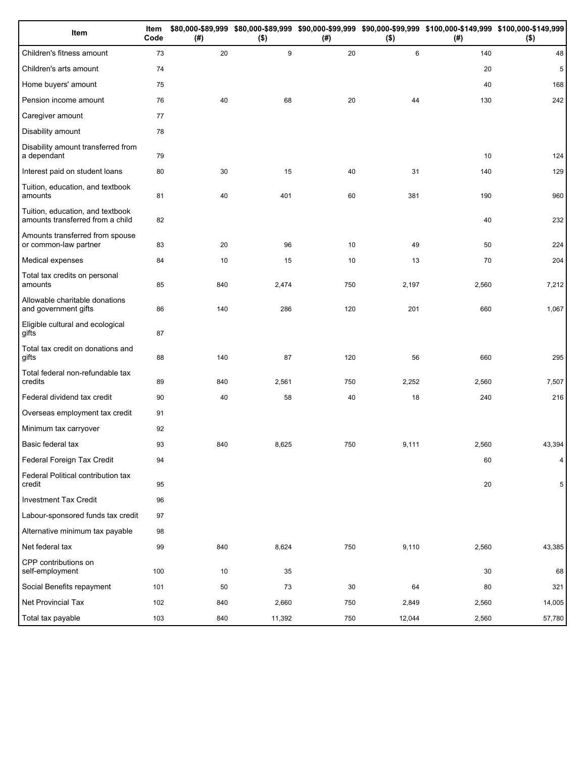| Item | Item Code | $80,000-$89,999 (#) | $80,000-$89,999 ($) | $90,000-$99,999 (#) | $90,000-$99,999 ($) | $100,000-$149,999 (#) | $100,000-$149,999 ($) |
|---|---|---|---|---|---|---|---|
| Children's fitness amount | 73 | 20 | 9 | 20 | 6 | 140 | 48 |
| Children's arts amount | 74 | | | | | 20 | 5 |
| Home buyers' amount | 75 | | | | | 40 | 168 |
| Pension income amount | 76 | 40 | 68 | 20 | 44 | 130 | 242 |
| Caregiver amount | 77 | | | | | | |
| Disability amount | 78 | | | | | | |
| Disability amount transferred from a dependant | 79 | | | | | 10 | 124 |
| Interest paid on student loans | 80 | 30 | 15 | 40 | 31 | 140 | 129 |
| Tuition, education, and textbook amounts | 81 | 40 | 401 | 60 | 381 | 190 | 960 |
| Tuition, education, and textbook amounts transferred from a child | 82 | | | | | 40 | 232 |
| Amounts transferred from spouse or common-law partner | 83 | 20 | 96 | 10 | 49 | 50 | 224 |
| Medical expenses | 84 | 10 | 15 | 10 | 13 | 70 | 204 |
| Total tax credits on personal amounts | 85 | 840 | 2,474 | 750 | 2,197 | 2,560 | 7,212 |
| Allowable charitable donations and government gifts | 86 | 140 | 286 | 120 | 201 | 660 | 1,067 |
| Eligible cultural and ecological gifts | 87 | | | | | | |
| Total tax credit on donations and gifts | 88 | 140 | 87 | 120 | 56 | 660 | 295 |
| Total federal non-refundable tax credits | 89 | 840 | 2,561 | 750 | 2,252 | 2,560 | 7,507 |
| Federal dividend tax credit | 90 | 40 | 58 | 40 | 18 | 240 | 216 |
| Overseas employment tax credit | 91 | | | | | | |
| Minimum tax carryover | 92 | | | | | | |
| Basic federal tax | 93 | 840 | 8,625 | 750 | 9,111 | 2,560 | 43,394 |
| Federal Foreign Tax Credit | 94 | | | | | 60 | 4 |
| Federal Political contribution tax credit | 95 | | | | | 20 | 5 |
| Investment Tax Credit | 96 | | | | | | |
| Labour-sponsored funds tax credit | 97 | | | | | | |
| Alternative minimum tax payable | 98 | | | | | | |
| Net federal tax | 99 | 840 | 8,624 | 750 | 9,110 | 2,560 | 43,385 |
| CPP contributions on self-employment | 100 | 10 | 35 | | | 30 | 68 |
| Social Benefits repayment | 101 | 50 | 73 | 30 | 64 | 80 | 321 |
| Net Provincial Tax | 102 | 840 | 2,660 | 750 | 2,849 | 2,560 | 14,005 |
| Total tax payable | 103 | 840 | 11,392 | 750 | 12,044 | 2,560 | 57,780 |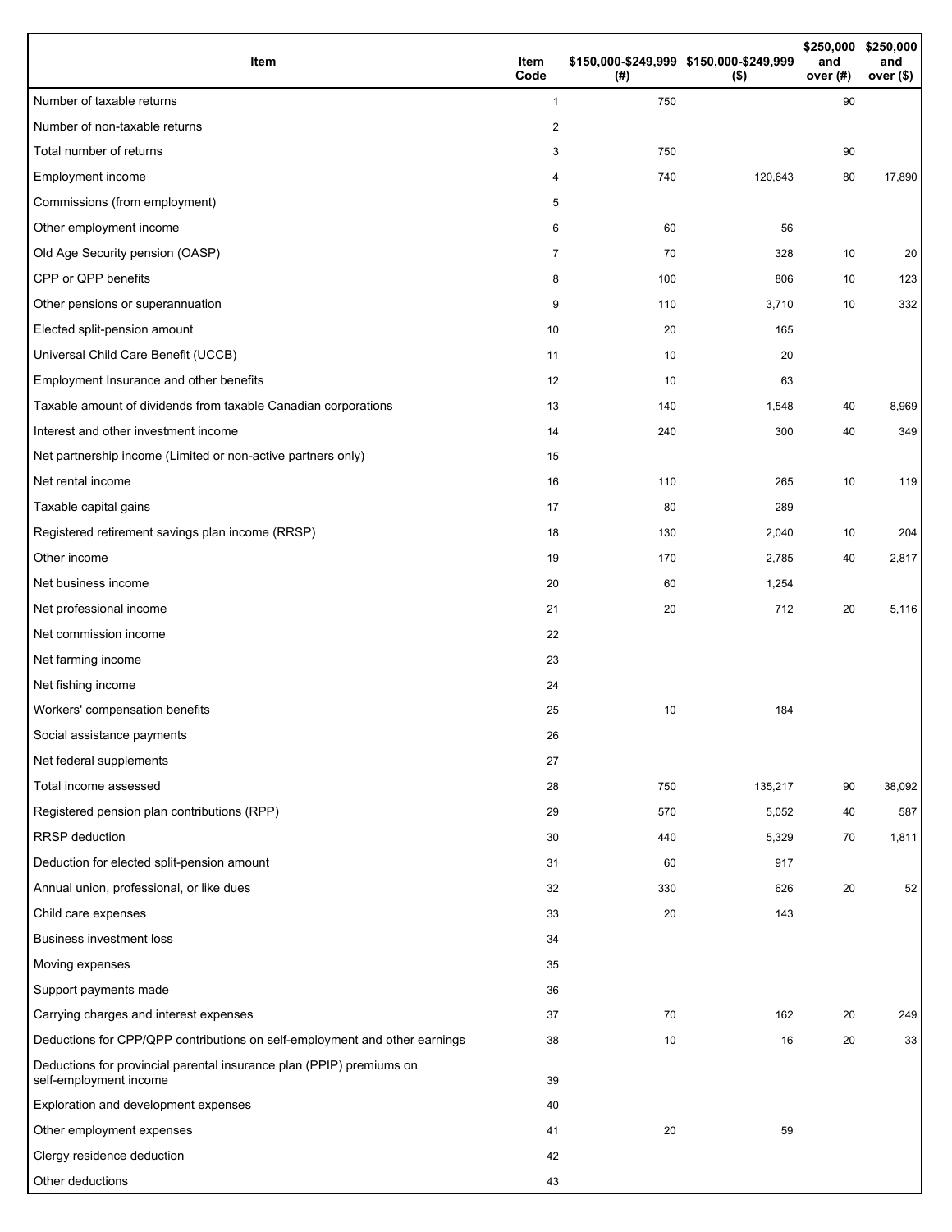| Item | Item Code | $150,000-$249,999 (#) | $150,000-$249,999 ($) | $250,000 and over (#) | $250,000 and over ($) |
|---|---|---|---|---|---|
| Number of taxable returns | 1 | 750 | | 90 | |
| Number of non-taxable returns | 2 | | | | |
| Total number of returns | 3 | 750 | | 90 | |
| Employment income | 4 | 740 | 120,643 | 80 | 17,890 |
| Commissions (from employment) | 5 | | | | |
| Other employment income | 6 | 60 | 56 | | |
| Old Age Security pension (OASP) | 7 | 70 | 328 | 10 | 20 |
| CPP or QPP benefits | 8 | 100 | 806 | 10 | 123 |
| Other pensions or superannuation | 9 | 110 | 3,710 | 10 | 332 |
| Elected split-pension amount | 10 | 20 | 165 | | |
| Universal Child Care Benefit (UCCB) | 11 | 10 | 20 | | |
| Employment Insurance and other benefits | 12 | 10 | 63 | | |
| Taxable amount of dividends from taxable Canadian corporations | 13 | 140 | 1,548 | 40 | 8,969 |
| Interest and other investment income | 14 | 240 | 300 | 40 | 349 |
| Net partnership income (Limited or non-active partners only) | 15 | | | | |
| Net rental income | 16 | 110 | 265 | 10 | 119 |
| Taxable capital gains | 17 | 80 | 289 | | |
| Registered retirement savings plan income (RRSP) | 18 | 130 | 2,040 | 10 | 204 |
| Other income | 19 | 170 | 2,785 | 40 | 2,817 |
| Net business income | 20 | 60 | 1,254 | | |
| Net professional income | 21 | 20 | 712 | 20 | 5,116 |
| Net commission income | 22 | | | | |
| Net farming income | 23 | | | | |
| Net fishing income | 24 | | | | |
| Workers' compensation benefits | 25 | 10 | 184 | | |
| Social assistance payments | 26 | | | | |
| Net federal supplements | 27 | | | | |
| Total income assessed | 28 | 750 | 135,217 | 90 | 38,092 |
| Registered pension plan contributions (RPP) | 29 | 570 | 5,052 | 40 | 587 |
| RRSP deduction | 30 | 440 | 5,329 | 70 | 1,811 |
| Deduction for elected split-pension amount | 31 | 60 | 917 | | |
| Annual union, professional, or like dues | 32 | 330 | 626 | 20 | 52 |
| Child care expenses | 33 | 20 | 143 | | |
| Business investment loss | 34 | | | | |
| Moving expenses | 35 | | | | |
| Support payments made | 36 | | | | |
| Carrying charges and interest expenses | 37 | 70 | 162 | 20 | 249 |
| Deductions for CPP/QPP contributions on self-employment and other earnings | 38 | 10 | 16 | 20 | 33 |
| Deductions for provincial parental insurance plan (PPIP) premiums on self-employment income | 39 | | | | |
| Exploration and development expenses | 40 | | | | |
| Other employment expenses | 41 | 20 | 59 | | |
| Clergy residence deduction | 42 | | | | |
| Other deductions | 43 | | | | |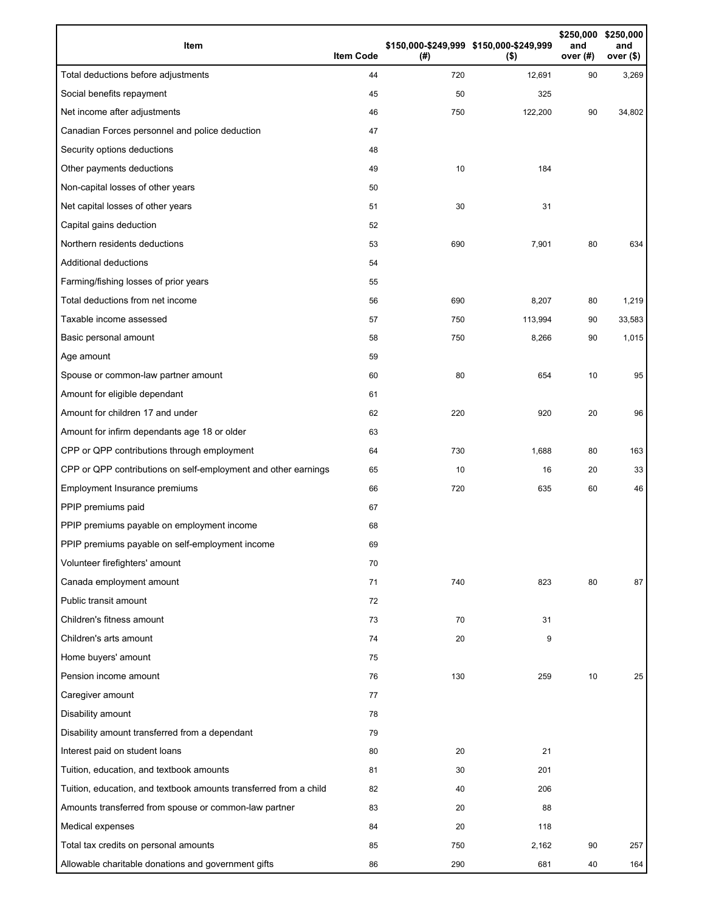| Item | Item Code | $150,000-$249,999 (#) | $150,000-$249,999 ($) | $250,000 and over (#) | $250,000 and over ($) |
|---|---|---|---|---|---|
| Total deductions before adjustments | 44 | 720 | 12,691 | 90 | 3,269 |
| Social benefits repayment | 45 | 50 | 325 | | |
| Net income after adjustments | 46 | 750 | 122,200 | 90 | 34,802 |
| Canadian Forces personnel and police deduction | 47 | | | | |
| Security options deductions | 48 | | | | |
| Other payments deductions | 49 | 10 | 184 | | |
| Non-capital losses of other years | 50 | | | | |
| Net capital losses of other years | 51 | 30 | 31 | | |
| Capital gains deduction | 52 | | | | |
| Northern residents deductions | 53 | 690 | 7,901 | 80 | 634 |
| Additional deductions | 54 | | | | |
| Farming/fishing losses of prior years | 55 | | | | |
| Total deductions from net income | 56 | 690 | 8,207 | 80 | 1,219 |
| Taxable income assessed | 57 | 750 | 113,994 | 90 | 33,583 |
| Basic personal amount | 58 | 750 | 8,266 | 90 | 1,015 |
| Age amount | 59 | | | | |
| Spouse or common-law partner amount | 60 | 80 | 654 | 10 | 95 |
| Amount for eligible dependant | 61 | | | | |
| Amount for children 17 and under | 62 | 220 | 920 | 20 | 96 |
| Amount for infirm dependants age 18 or older | 63 | | | | |
| CPP or QPP contributions through employment | 64 | 730 | 1,688 | 80 | 163 |
| CPP or QPP contributions on self-employment and other earnings | 65 | 10 | 16 | 20 | 33 |
| Employment Insurance premiums | 66 | 720 | 635 | 60 | 46 |
| PPIP premiums paid | 67 | | | | |
| PPIP premiums payable on employment income | 68 | | | | |
| PPIP premiums payable on self-employment income | 69 | | | | |
| Volunteer firefighters' amount | 70 | | | | |
| Canada employment amount | 71 | 740 | 823 | 80 | 87 |
| Public transit amount | 72 | | | | |
| Children's fitness amount | 73 | 70 | 31 | | |
| Children's arts amount | 74 | 20 | 9 | | |
| Home buyers' amount | 75 | | | | |
| Pension income amount | 76 | 130 | 259 | 10 | 25 |
| Caregiver amount | 77 | | | | |
| Disability amount | 78 | | | | |
| Disability amount transferred from a dependant | 79 | | | | |
| Interest paid on student loans | 80 | 20 | 21 | | |
| Tuition, education, and textbook amounts | 81 | 30 | 201 | | |
| Tuition, education, and textbook amounts transferred from a child | 82 | 40 | 206 | | |
| Amounts transferred from spouse or common-law partner | 83 | 20 | 88 | | |
| Medical expenses | 84 | 20 | 118 | | |
| Total tax credits on personal amounts | 85 | 750 | 2,162 | 90 | 257 |
| Allowable charitable donations and government gifts | 86 | 290 | 681 | 40 | 164 |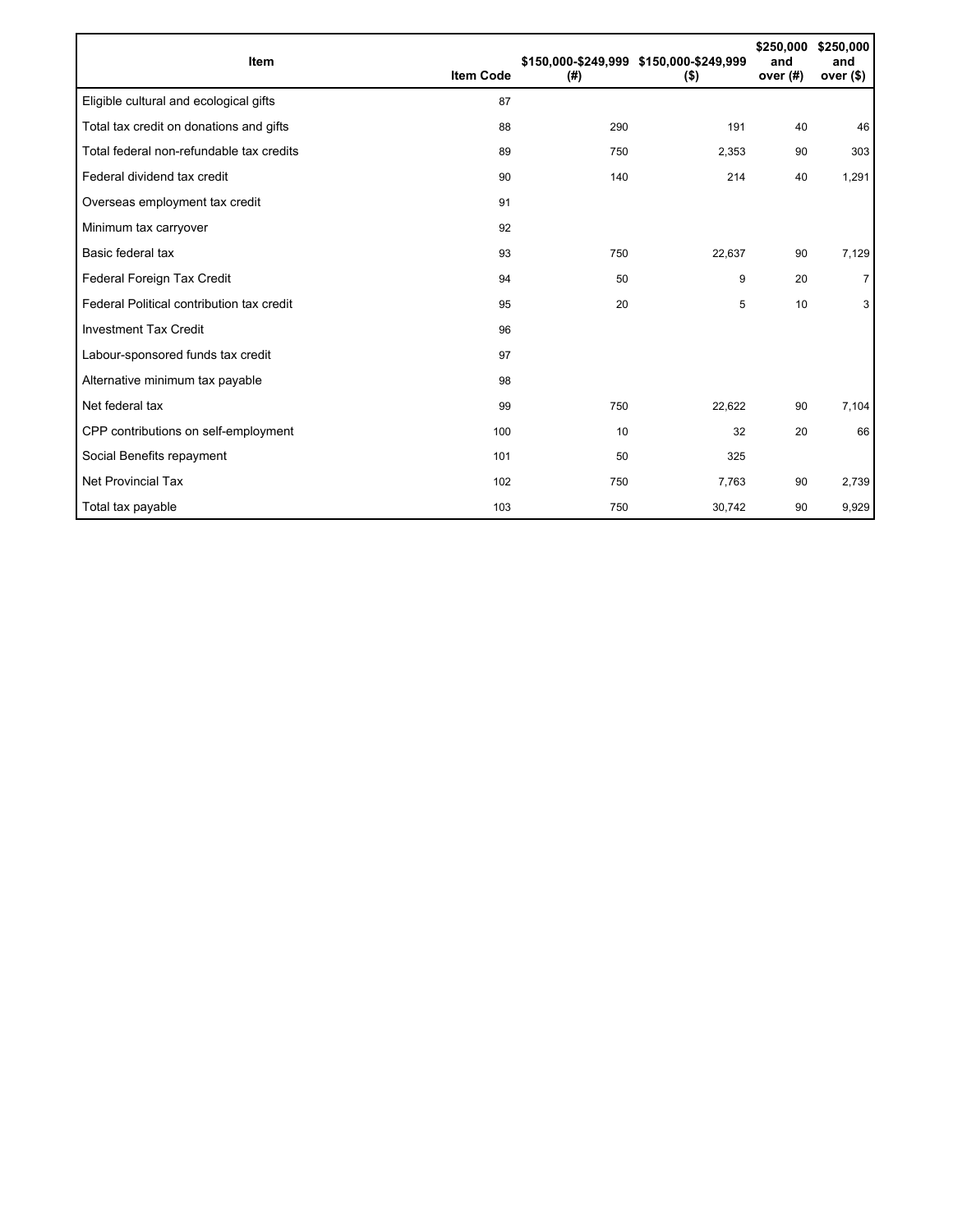| Item | Item Code | $150,000-$249,999 (#) | $150,000-$249,999 ($) | $250,000 and over (#) | $250,000 and over ($) |
|---|---|---|---|---|---|
| Eligible cultural and ecological gifts | 87 | | | | |
| Total tax credit on donations and gifts | 88 | 290 | 191 | 40 | 46 |
| Total federal non-refundable tax credits | 89 | 750 | 2,353 | 90 | 303 |
| Federal dividend tax credit | 90 | 140 | 214 | 40 | 1,291 |
| Overseas employment tax credit | 91 | | | | |
| Minimum tax carryover | 92 | | | | |
| Basic federal tax | 93 | 750 | 22,637 | 90 | 7,129 |
| Federal Foreign Tax Credit | 94 | 50 | 9 | 20 | 7 |
| Federal Political contribution tax credit | 95 | 20 | 5 | 10 | 3 |
| Investment Tax Credit | 96 | | | | |
| Labour-sponsored funds tax credit | 97 | | | | |
| Alternative minimum tax payable | 98 | | | | |
| Net federal tax | 99 | 750 | 22,622 | 90 | 7,104 |
| CPP contributions on self-employment | 100 | 10 | 32 | 20 | 66 |
| Social Benefits repayment | 101 | 50 | 325 | | |
| Net Provincial Tax | 102 | 750 | 7,763 | 90 | 2,739 |
| Total tax payable | 103 | 750 | 30,742 | 90 | 9,929 |